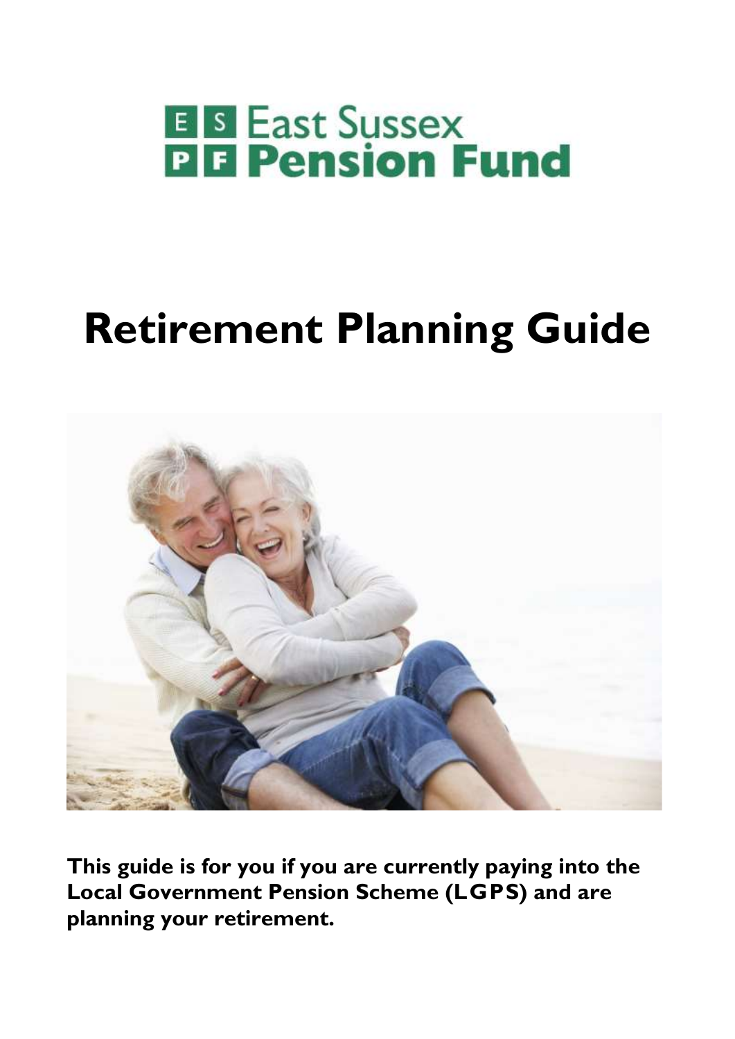East Sussex Pension Fund

# Retirement Planning Guide

**This guide is for you if you are currently paying into the Local Government Pension Scheme (LGPS) and are planning your retirement.**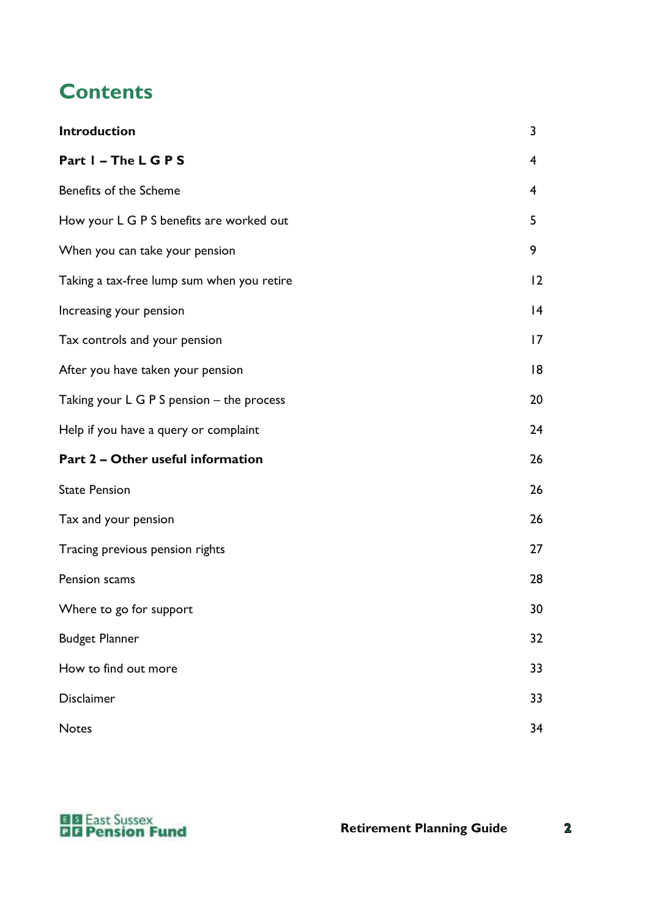# Contents

| | |
|---|---|
| **Introduction** | 3 |
| **Part 1 – The L G P S** | 4 |
| Benefits of the Scheme | 4 |
| How your L G P S benefits are worked out | 5 |
| When you can take your pension | 9 |
| Taking a tax-free lump sum when you retire | 12 |
| Increasing your pension | 14 |
| Tax controls and your pension | 17 |
| After you have taken your pension | 18 |
| Taking your L G P S pension – the process | 20 |
| Help if you have a query or complaint | 24 |
| **Part 2 – Other useful information** | 26 |
| State Pension | 26 |
| Tax and your pension | 26 |
| Tracing previous pension rights | 27 |
| Pension scams | 28 |
| Where to go for support | 30 |
| Budget Planner | 32 |
| How to find out more | 33 |
| Disclaimer | 33 |
| Notes | 34 |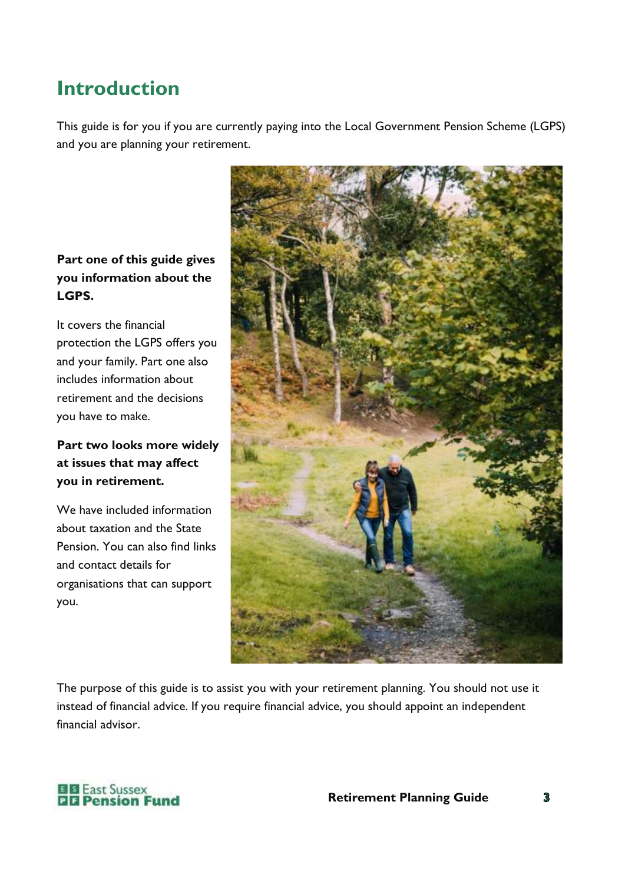# Introduction

This guide is for you if you are currently paying into the Local Government Pension Scheme (LGPS) and you are planning your retirement.

**Part one of this guide gives you information about the LGPS.**

It covers the financial protection the LGPS offers you and your family. Part one also includes information about retirement and the decisions you have to make.

**Part two looks more widely at issues that may affect you in retirement.**

We have included information about taxation and the State Pension. You can also find links and contact details for organisations that can support you.

The purpose of this guide is to assist you with your retirement planning. You should not use it instead of financial advice. If you require financial advice, you should appoint an independent financial advisor.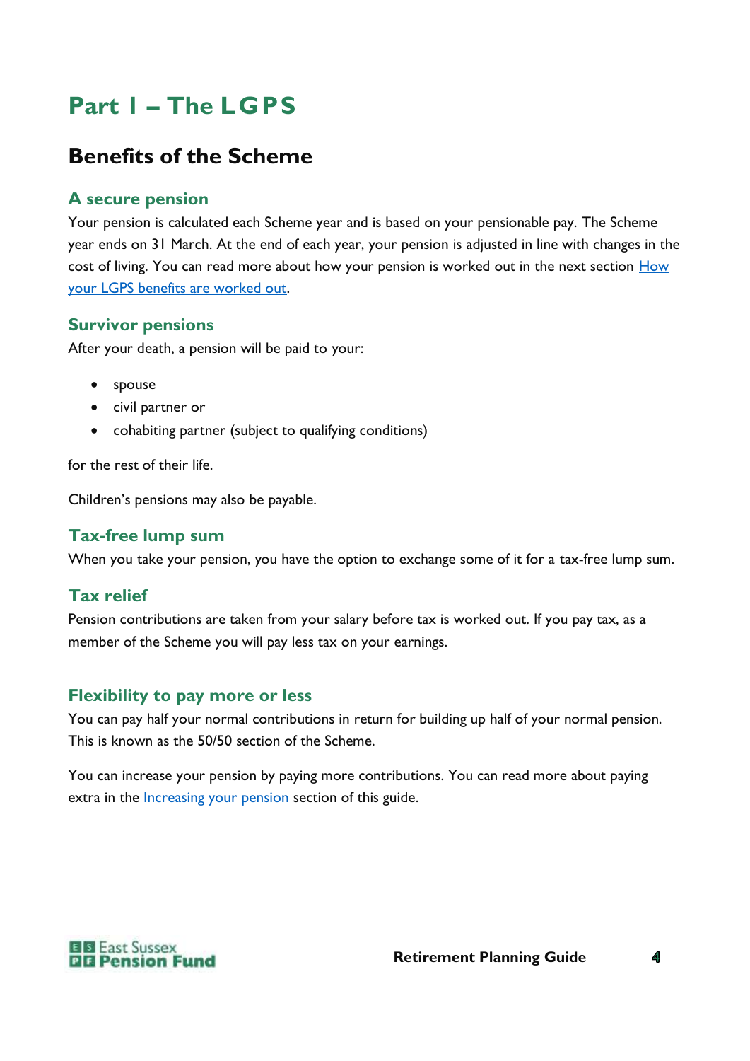# Part 1 – The LGPS

## Benefits of the Scheme

### A secure pension

Your pension is calculated each Scheme year and is based on your pensionable pay. The Scheme year ends on 31 March. At the end of each year, your pension is adjusted in line with changes in the cost of living. You can read more about how your pension is worked out in the next section [How your LGPS benefits are worked out](#).

### Survivor pensions

After your death, a pension will be paid to your:

- spouse
- civil partner or
- cohabiting partner (subject to qualifying conditions)

for the rest of their life.

Children's pensions may also be payable.

### Tax-free lump sum

When you take your pension, you have the option to exchange some of it for a tax-free lump sum.

### Tax relief

Pension contributions are taken from your salary before tax is worked out. If you pay tax, as a member of the Scheme you will pay less tax on your earnings.

### Flexibility to pay more or less

You can pay half your normal contributions in return for building up half of your normal pension. This is known as the 50/50 section of the Scheme.

You can increase your pension by paying more contributions. You can read more about paying extra in the [Increasing your pension](#) section of this guide.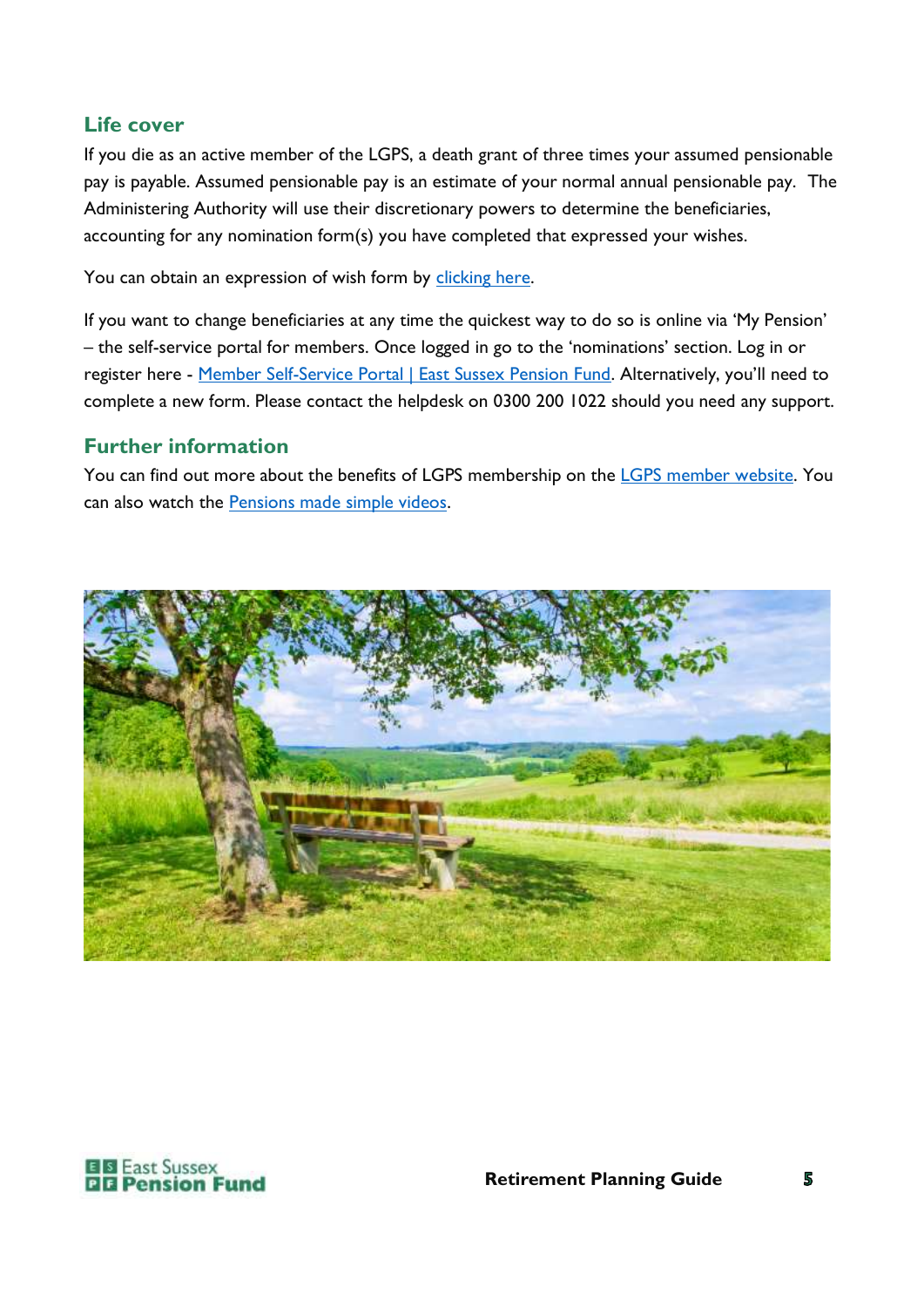## Life cover

If you die as an active member of the LGPS, a death grant of three times your assumed pensionable pay is payable. Assumed pensionable pay is an estimate of your normal annual pensionable pay. The Administering Authority will use their discretionary powers to determine the beneficiaries, accounting for any nomination form(s) you have completed that expressed your wishes.

You can obtain an expression of wish form by clicking here.

If you want to change beneficiaries at any time the quickest way to do so is online via 'My Pension' – the self-service portal for members. Once logged in go to the 'nominations' section. Log in or register here - Member Self-Service Portal | East Sussex Pension Fund. Alternatively, you'll need to complete a new form. Please contact the helpdesk on 0300 200 1022 should you need any support.

## Further information

You can find out more about the benefits of LGPS membership on the LGPS member website. You can also watch the Pensions made simple videos.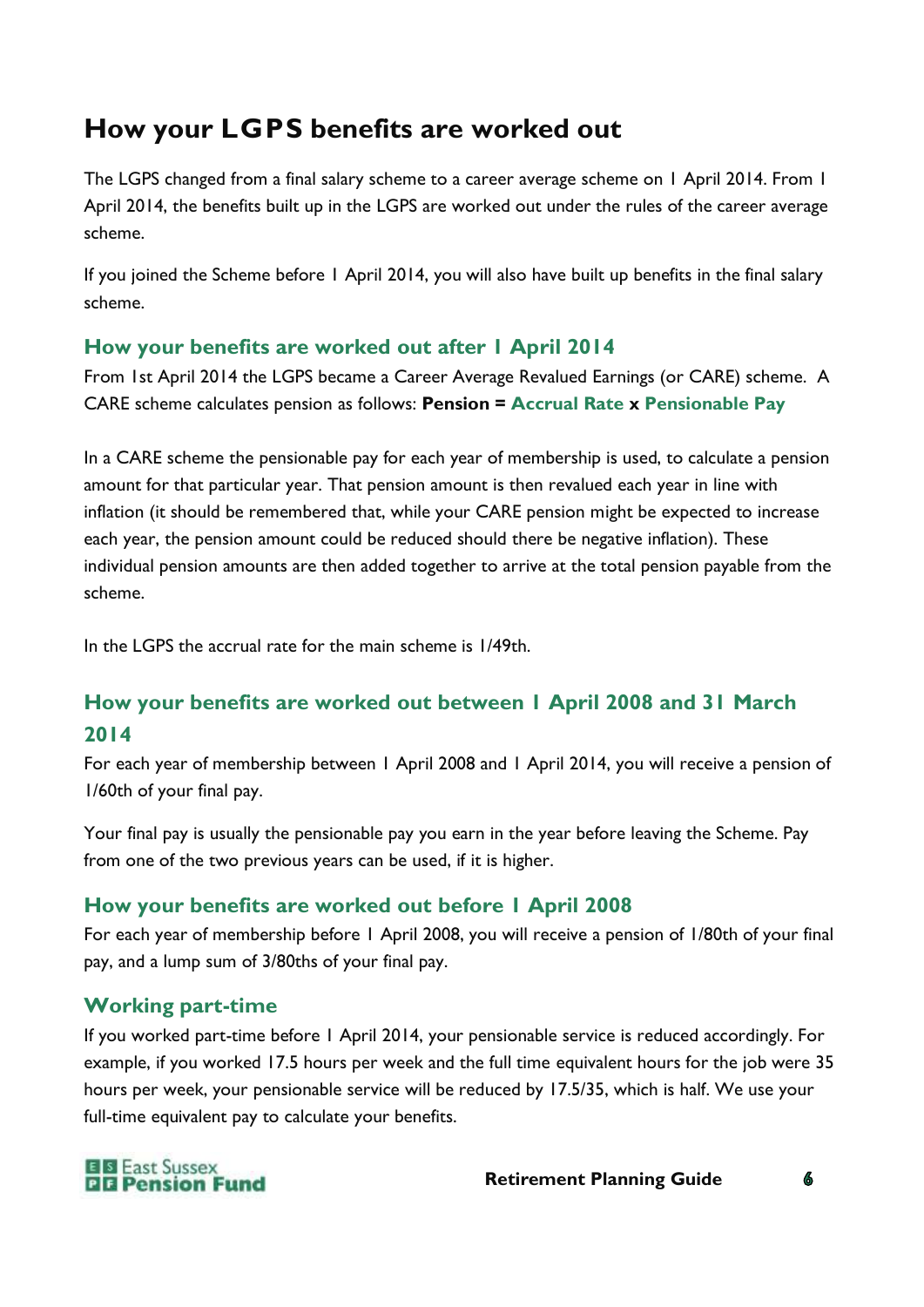# How your LGPS benefits are worked out

The LGPS changed from a final salary scheme to a career average scheme on 1 April 2014. From 1 April 2014, the benefits built up in the LGPS are worked out under the rules of the career average scheme.

If you joined the Scheme before 1 April 2014, you will also have built up benefits in the final salary scheme.

## How your benefits are worked out after 1 April 2014

From 1st April 2014 the LGPS became a Career Average Revalued Earnings (or CARE) scheme. A CARE scheme calculates pension as follows: **Pension = Accrual Rate x Pensionable Pay**

In a CARE scheme the pensionable pay for each year of membership is used, to calculate a pension amount for that particular year. That pension amount is then revalued each year in line with inflation (it should be remembered that, while your CARE pension might be expected to increase each year, the pension amount could be reduced should there be negative inflation). These individual pension amounts are then added together to arrive at the total pension payable from the scheme.

In the LGPS the accrual rate for the main scheme is 1/49th.

## How your benefits are worked out between 1 April 2008 and 31 March 2014

For each year of membership between 1 April 2008 and 1 April 2014, you will receive a pension of 1/60th of your final pay.

Your final pay is usually the pensionable pay you earn in the year before leaving the Scheme. Pay from one of the two previous years can be used, if it is higher.

## How your benefits are worked out before 1 April 2008

For each year of membership before 1 April 2008, you will receive a pension of 1/80th of your final pay, and a lump sum of 3/80ths of your final pay.

## Working part-time

If you worked part-time before 1 April 2014, your pensionable service is reduced accordingly. For example, if you worked 17.5 hours per week and the full time equivalent hours for the job were 35 hours per week, your pensionable service will be reduced by 17.5/35, which is half. We use your full-time equivalent pay to calculate your benefits.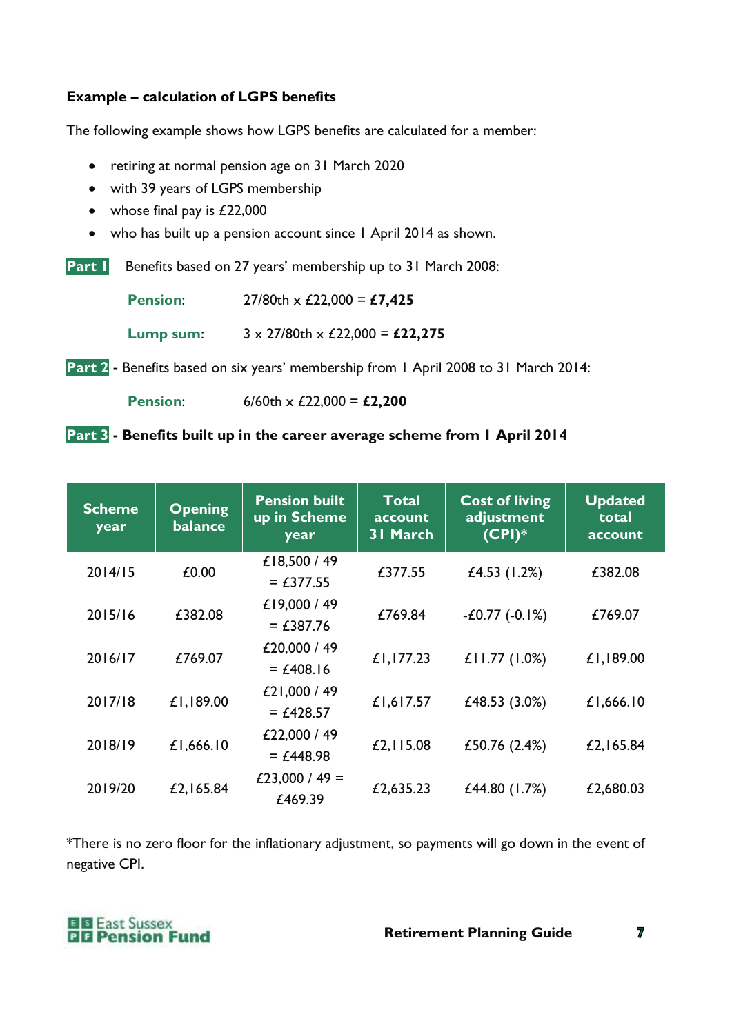**Example – calculation of LGPS benefits**

The following example shows how LGPS benefits are calculated for a member:

- retiring at normal pension age on 31 March 2020
- with 39 years of LGPS membership
- whose final pay is £22,000
- who has built up a pension account since 1 April 2014 as shown.

**Part 1** Benefits based on 27 years' membership up to 31 March 2008:

**Pension**: 27/80th x £22,000 = **£7,425**

**Lump sum**: 3 x 27/80th x £22,000 = **£22,275**

**Part 2** - Benefits based on six years' membership from 1 April 2008 to 31 March 2014:

**Pension**: 6/60th x £22,000 = **£2,200**

**Part 3 - Benefits built up in the career average scheme from 1 April 2014**

| Scheme year | Opening balance | Pension built up in Scheme year | Total account 31 March | Cost of living adjustment (CPI)* | Updated total account |
|---|---|---|---|---|---|
| 2014/15 | £0.00 | £18,500 / 49 = £377.55 | £377.55 | £4.53 (1.2%) | £382.08 |
| 2015/16 | £382.08 | £19,000 / 49 = £387.76 | £769.84 | -£0.77 (-0.1%) | £769.07 |
| 2016/17 | £769.07 | £20,000 / 49 = £408.16 | £1,177.23 | £11.77 (1.0%) | £1,189.00 |
| 2017/18 | £1,189.00 | £21,000 / 49 = £428.57 | £1,617.57 | £48.53 (3.0%) | £1,666.10 |
| 2018/19 | £1,666.10 | £22,000 / 49 = £448.98 | £2,115.08 | £50.76 (2.4%) | £2,165.84 |
| 2019/20 | £2,165.84 | £23,000 / 49 = £469.39 | £2,635.23 | £44.80 (1.7%) | £2,680.03 |

*There is no zero floor for the inflationary adjustment, so payments will go down in the event of negative CPI.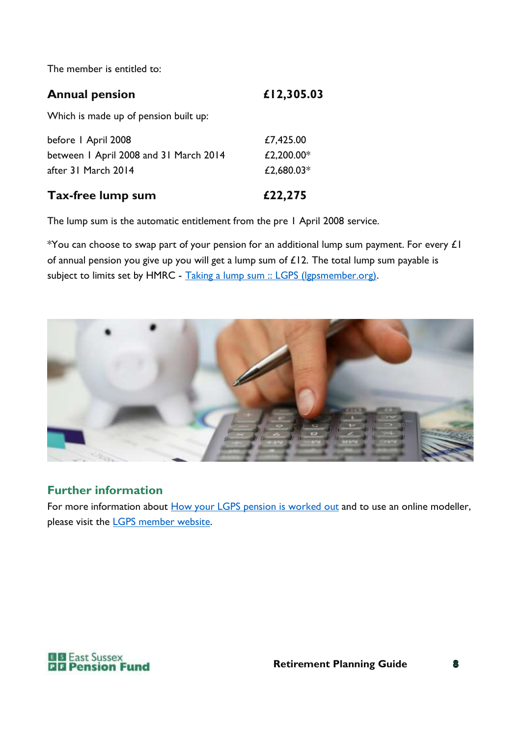The member is entitled to:

| | |
|---|---|
| **Annual pension** | **£12,305.03** |
| Which is made up of pension built up: | |
| before 1 April 2008 | £7,425.00 |
| between 1 April 2008 and 31 March 2014 | £2,200.00* |
| after 31 March 2014 | £2,680.03* |
| **Tax-free lump sum** | **£22,275** |

The lump sum is the automatic entitlement from the pre 1 April 2008 service.

*You can choose to swap part of your pension for an additional lump sum payment. For every £1 of annual pension you give up you will get a lump sum of £12. The total lump sum payable is subject to limits set by HMRC - Taking a lump sum :: LGPS (lgpsmember.org).

## Further information

For more information about How your LGPS pension is worked out and to use an online modeller, please visit the LGPS member website.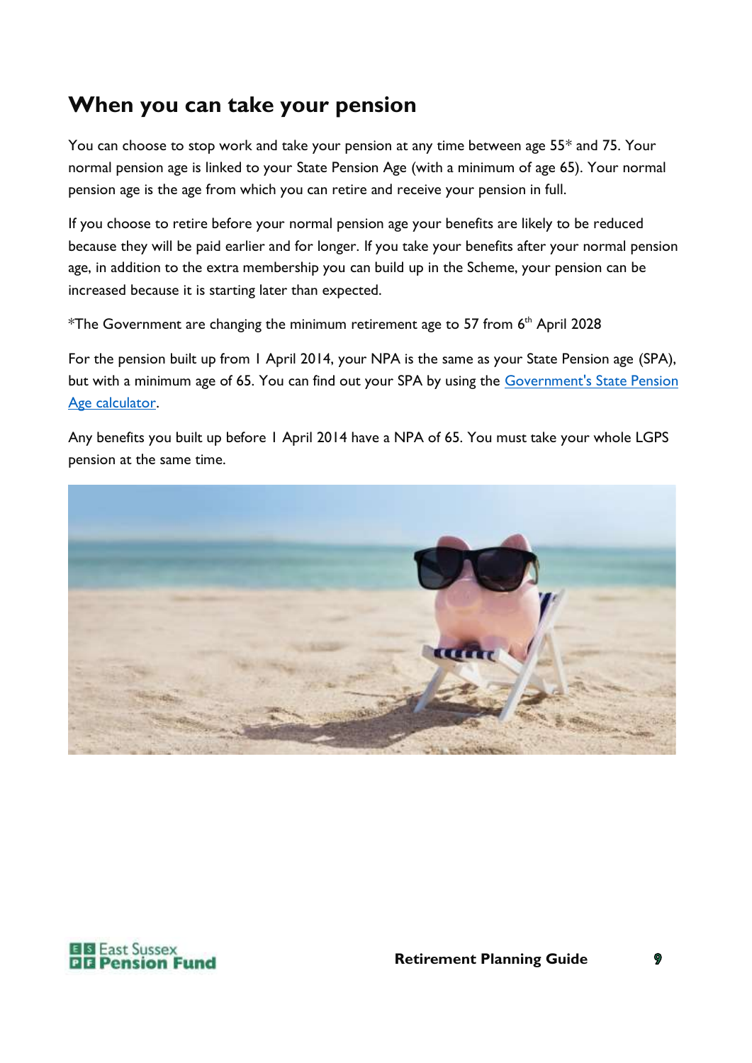# When you can take your pension

You can choose to stop work and take your pension at any time between age 55* and 75. Your normal pension age is linked to your State Pension Age (with a minimum of age 65). Your normal pension age is the age from which you can retire and receive your pension in full.

If you choose to retire before your normal pension age your benefits are likely to be reduced because they will be paid earlier and for longer. If you take your benefits after your normal pension age, in addition to the extra membership you can build up in the Scheme, your pension can be increased because it is starting later than expected.

*The Government are changing the minimum retirement age to 57 from 6th April 2028

For the pension built up from 1 April 2014, your NPA is the same as your State Pension age (SPA), but with a minimum age of 65. You can find out your SPA by using the [Government's State Pension Age calculator](#).

Any benefits you built up before 1 April 2014 have a NPA of 65. You must take your whole LGPS pension at the same time.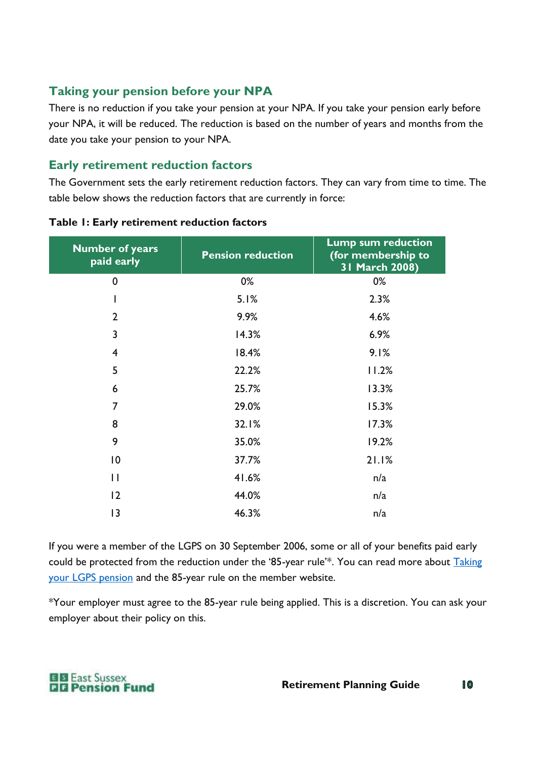## Taking your pension before your NPA

There is no reduction if you take your pension at your NPA. If you take your pension early before your NPA, it will be reduced. The reduction is based on the number of years and months from the date you take your pension to your NPA.

## Early retirement reduction factors

The Government sets the early retirement reduction factors. They can vary from time to time. The table below shows the reduction factors that are currently in force:

**Table 1: Early retirement reduction factors**

| Number of years paid early | Pension reduction | Lump sum reduction (for membership to 31 March 2008) |
|---|---|---|
| 0 | 0% | 0% |
| 1 | 5.1% | 2.3% |
| 2 | 9.9% | 4.6% |
| 3 | 14.3% | 6.9% |
| 4 | 18.4% | 9.1% |
| 5 | 22.2% | 11.2% |
| 6 | 25.7% | 13.3% |
| 7 | 29.0% | 15.3% |
| 8 | 32.1% | 17.3% |
| 9 | 35.0% | 19.2% |
| 10 | 37.7% | 21.1% |
| 11 | 41.6% | n/a |
| 12 | 44.0% | n/a |
| 13 | 46.3% | n/a |

If you were a member of the LGPS on 30 September 2006, some or all of your benefits paid early could be protected from the reduction under the '85-year rule'*. You can read more about Taking your LGPS pension and the 85-year rule on the member website.

*Your employer must agree to the 85-year rule being applied. This is a discretion. You can ask your employer about their policy on this.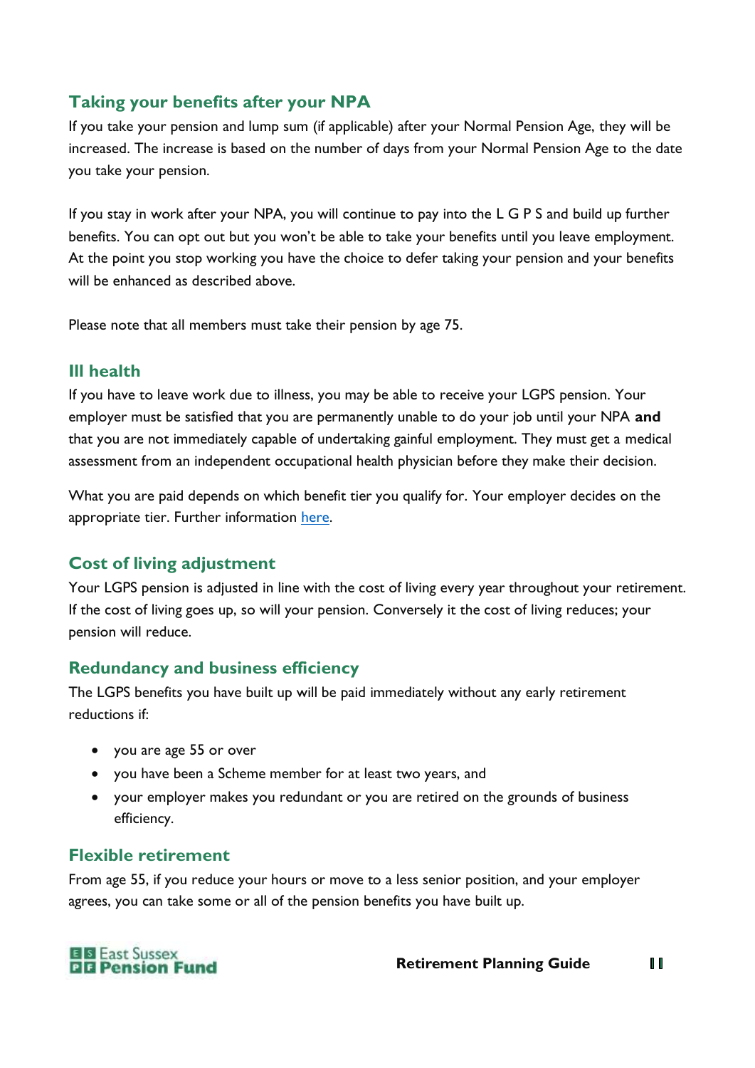## Taking your benefits after your NPA

If you take your pension and lump sum (if applicable) after your Normal Pension Age, they will be increased. The increase is based on the number of days from your Normal Pension Age to the date you take your pension.

If you stay in work after your NPA, you will continue to pay into the L G P S and build up further benefits. You can opt out but you won't be able to take your benefits until you leave employment. At the point you stop working you have the choice to defer taking your pension and your benefits will be enhanced as described above.

Please note that all members must take their pension by age 75.

## Ill health

If you have to leave work due to illness, you may be able to receive your LGPS pension. Your employer must be satisfied that you are permanently unable to do your job until your NPA **and** that you are not immediately capable of undertaking gainful employment. They must get a medical assessment from an independent occupational health physician before they make their decision.

What you are paid depends on which benefit tier you qualify for. Your employer decides on the appropriate tier. Further information here.

## Cost of living adjustment

Your LGPS pension is adjusted in line with the cost of living every year throughout your retirement. If the cost of living goes up, so will your pension. Conversely it the cost of living reduces; your pension will reduce.

## Redundancy and business efficiency

The LGPS benefits you have built up will be paid immediately without any early retirement reductions if:

- you are age 55 or over
- you have been a Scheme member for at least two years, and
- your employer makes you redundant or you are retired on the grounds of business efficiency.

## Flexible retirement

From age 55, if you reduce your hours or move to a less senior position, and your employer agrees, you can take some or all of the pension benefits you have built up.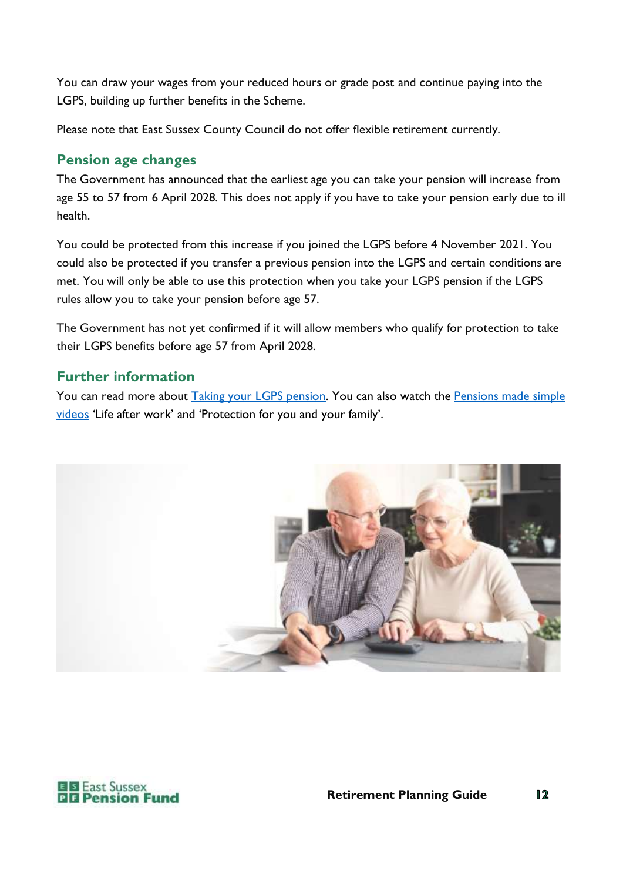You can draw your wages from your reduced hours or grade post and continue paying into the LGPS, building up further benefits in the Scheme.

Please note that East Sussex County Council do not offer flexible retirement currently.

## Pension age changes

The Government has announced that the earliest age you can take your pension will increase from age 55 to 57 from 6 April 2028. This does not apply if you have to take your pension early due to ill health.

You could be protected from this increase if you joined the LGPS before 4 November 2021. You could also be protected if you transfer a previous pension into the LGPS and certain conditions are met. You will only be able to use this protection when you take your LGPS pension if the LGPS rules allow you to take your pension before age 57.

The Government has not yet confirmed if it will allow members who qualify for protection to take their LGPS benefits before age 57 from April 2028.

## Further information

You can read more about Taking your LGPS pension. You can also watch the Pensions made simple videos 'Life after work' and 'Protection for you and your family'.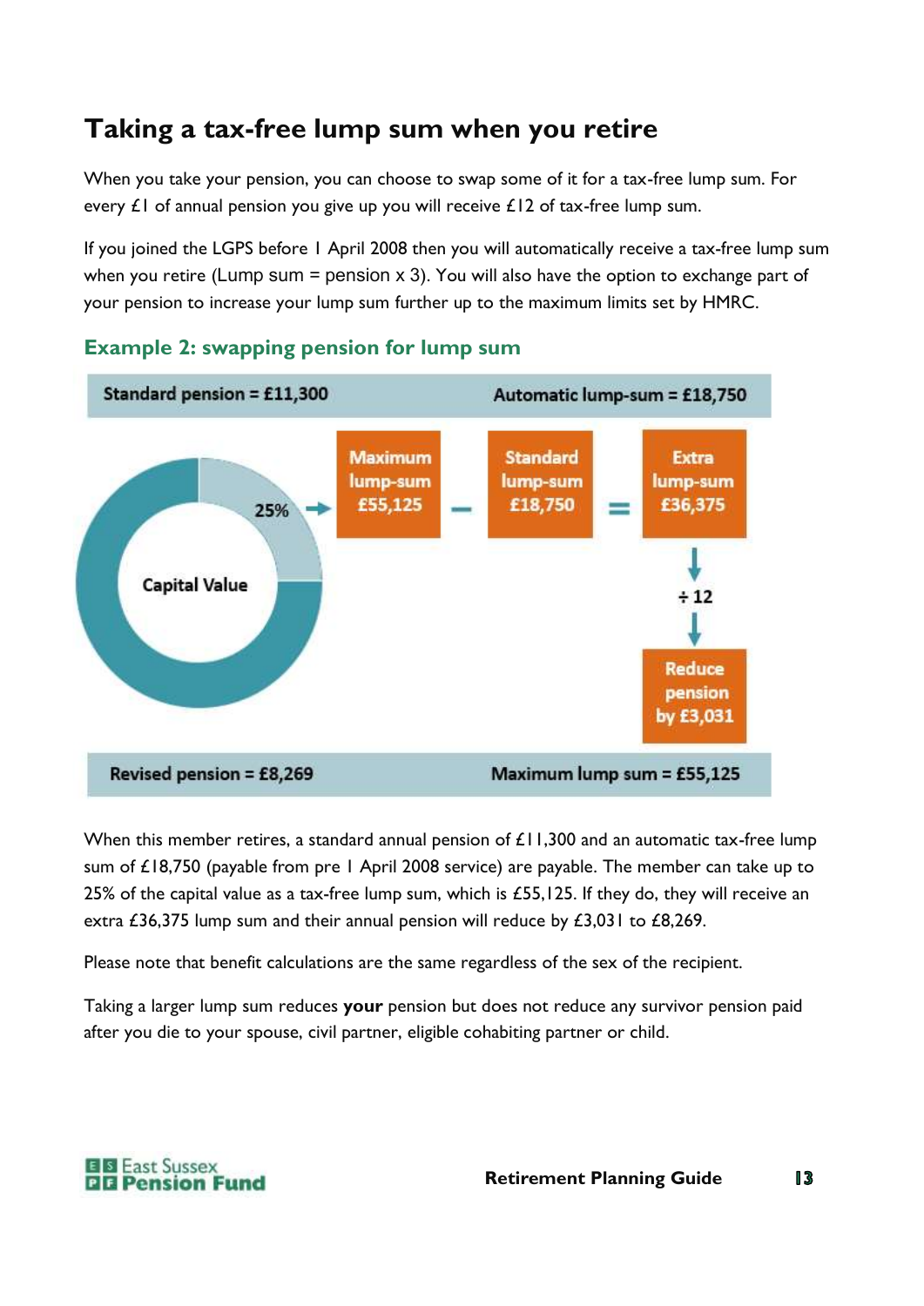## Taking a tax-free lump sum when you retire

When you take your pension, you can choose to swap some of it for a tax-free lump sum. For every £1 of annual pension you give up you will receive £12 of tax-free lump sum.

If you joined the LGPS before 1 April 2008 then you will automatically receive a tax-free lump sum when you retire (Lump sum = pension x 3). You will also have the option to exchange part of your pension to increase your lump sum further up to the maximum limits set by HMRC.

### Example 2: swapping pension for lump sum

Standard pension = £11,300 | Automatic lump-sum = £18,750

Capital Value — 25% → Maximum lump-sum £55,125 − Standard lump-sum £18,750 = Extra lump-sum £36,375

Extra lump-sum £36,375 ÷ 12 → Reduce pension by £3,031

Revised pension = £8,269 | Maximum lump sum = £55,125

When this member retires, a standard annual pension of £11,300 and an automatic tax-free lump sum of £18,750 (payable from pre 1 April 2008 service) are payable. The member can take up to 25% of the capital value as a tax-free lump sum, which is £55,125. If they do, they will receive an extra £36,375 lump sum and their annual pension will reduce by £3,031 to £8,269.

Please note that benefit calculations are the same regardless of the sex of the recipient.

Taking a larger lump sum reduces **your** pension but does not reduce any survivor pension paid after you die to your spouse, civil partner, eligible cohabiting partner or child.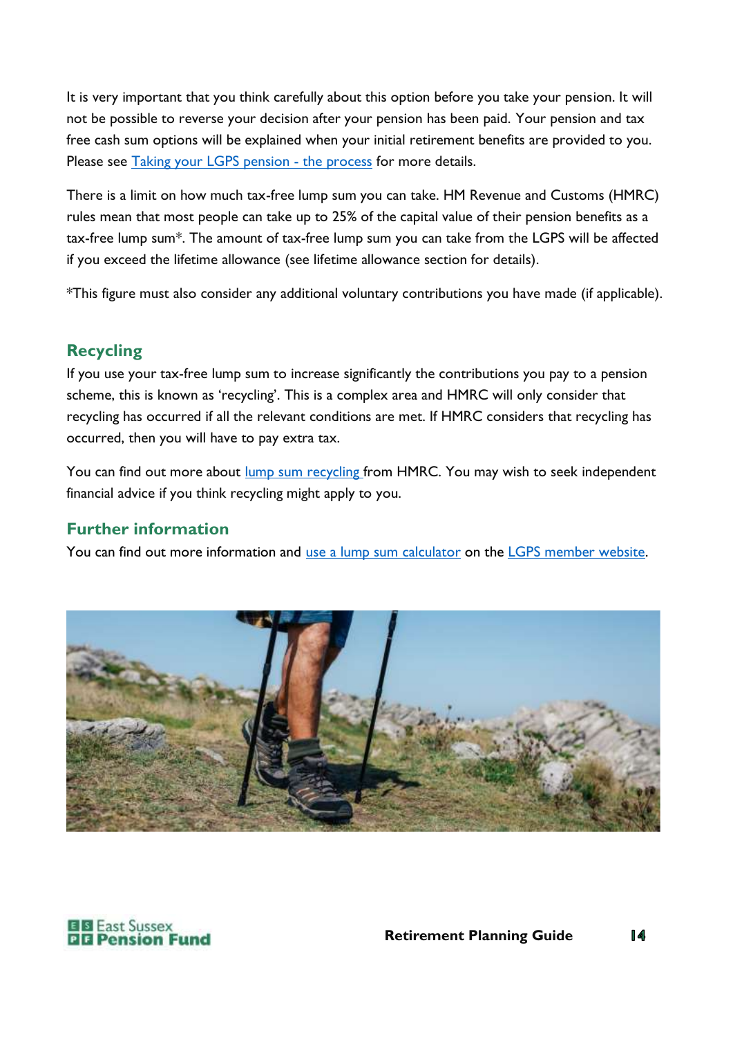It is very important that you think carefully about this option before you take your pension. It will not be possible to reverse your decision after your pension has been paid. Your pension and tax free cash sum options will be explained when your initial retirement benefits are provided to you. Please see [Taking your LGPS pension - the process] for more details.

There is a limit on how much tax-free lump sum you can take. HM Revenue and Customs (HMRC) rules mean that most people can take up to 25% of the capital value of their pension benefits as a tax-free lump sum*. The amount of tax-free lump sum you can take from the LGPS will be affected if you exceed the lifetime allowance (see lifetime allowance section for details).

*This figure must also consider any additional voluntary contributions you have made (if applicable).

## Recycling

If you use your tax-free lump sum to increase significantly the contributions you pay to a pension scheme, this is known as 'recycling'. This is a complex area and HMRC will only consider that recycling has occurred if all the relevant conditions are met. If HMRC considers that recycling has occurred, then you will have to pay extra tax.

You can find out more about [lump sum recycling] from HMRC. You may wish to seek independent financial advice if you think recycling might apply to you.

## Further information

You can find out more information and [use a lump sum calculator] on the [LGPS member website].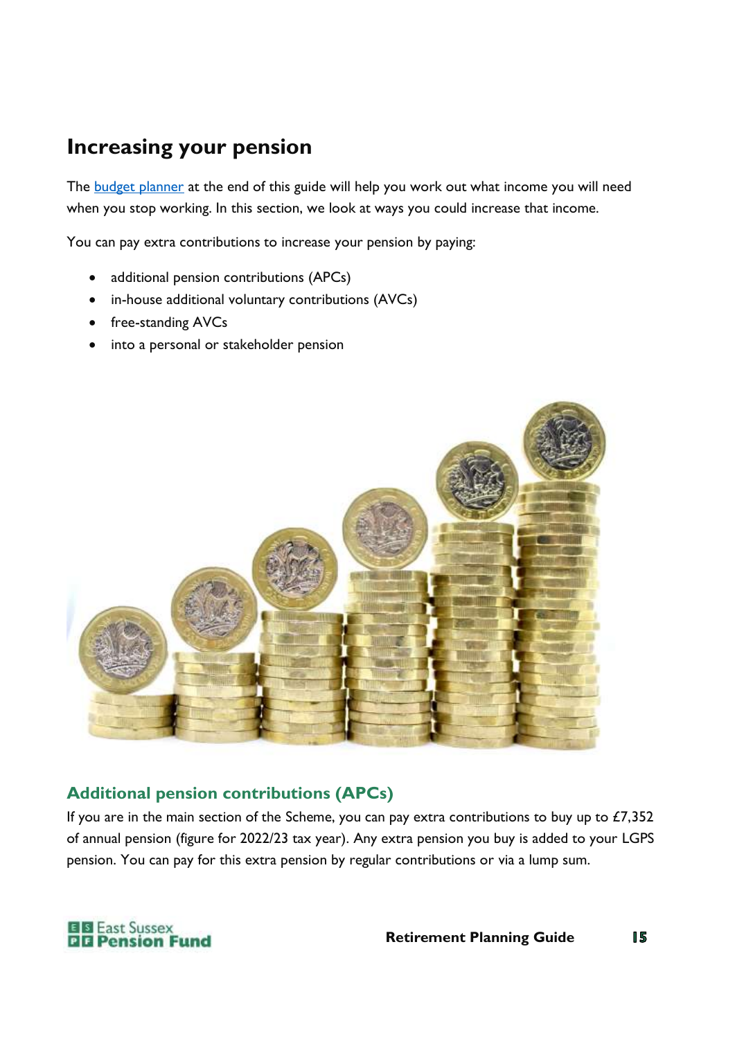# Increasing your pension

The [budget planner]() at the end of this guide will help you work out what income you will need when you stop working. In this section, we look at ways you could increase that income.

You can pay extra contributions to increase your pension by paying:

- additional pension contributions (APCs)
- in-house additional voluntary contributions (AVCs)
- free-standing AVCs
- into a personal or stakeholder pension

## Additional pension contributions (APCs)

If you are in the main section of the Scheme, you can pay extra contributions to buy up to £7,352 of annual pension (figure for 2022/23 tax year). Any extra pension you buy is added to your LGPS pension. You can pay for this extra pension by regular contributions or via a lump sum.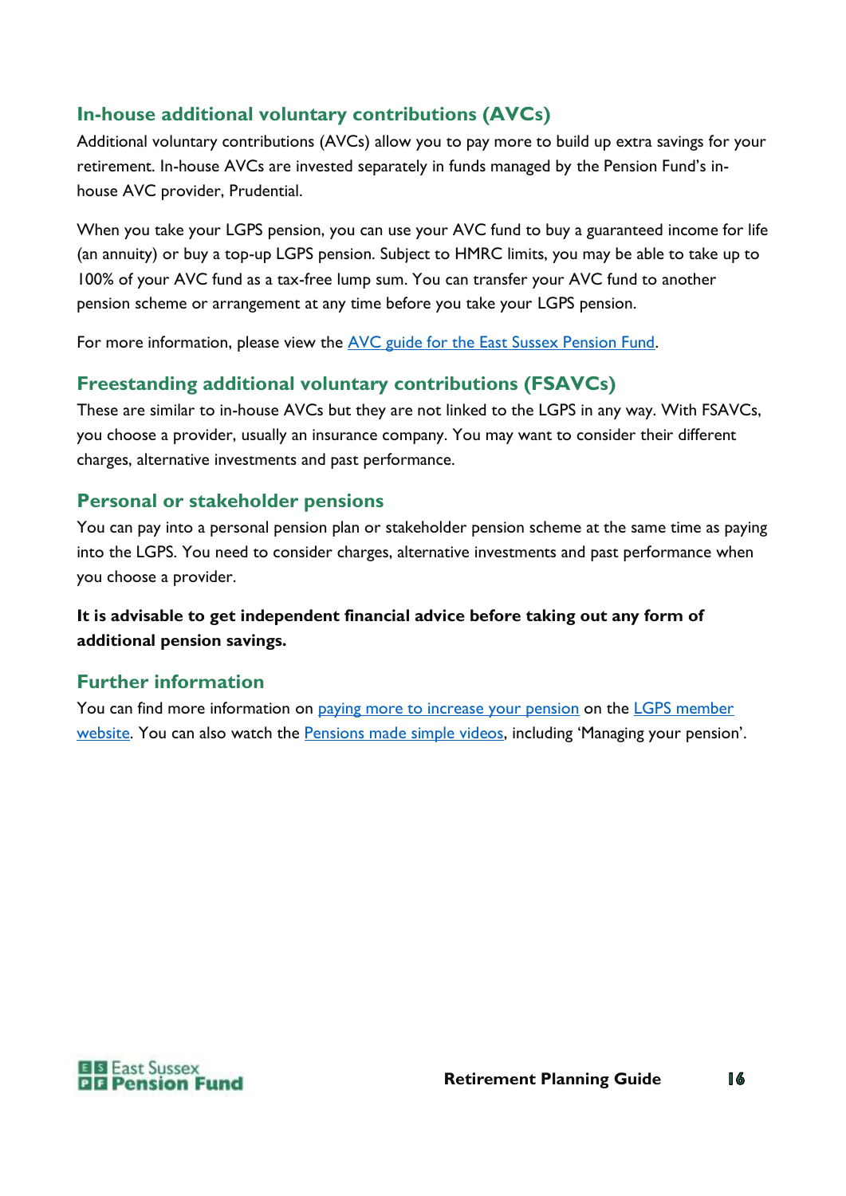## In-house additional voluntary contributions (AVCs)

Additional voluntary contributions (AVCs) allow you to pay more to build up extra savings for your retirement. In-house AVCs are invested separately in funds managed by the Pension Fund's in-house AVC provider, Prudential.

When you take your LGPS pension, you can use your AVC fund to buy a guaranteed income for life (an annuity) or buy a top-up LGPS pension. Subject to HMRC limits, you may be able to take up to 100% of your AVC fund as a tax-free lump sum. You can transfer your AVC fund to another pension scheme or arrangement at any time before you take your LGPS pension.

For more information, please view the AVC guide for the East Sussex Pension Fund.

## Freestanding additional voluntary contributions (FSAVCs)

These are similar to in-house AVCs but they are not linked to the LGPS in any way. With FSAVCs, you choose a provider, usually an insurance company. You may want to consider their different charges, alternative investments and past performance.

## Personal or stakeholder pensions

You can pay into a personal pension plan or stakeholder pension scheme at the same time as paying into the LGPS. You need to consider charges, alternative investments and past performance when you choose a provider.

**It is advisable to get independent financial advice before taking out any form of additional pension savings.**

## Further information

You can find more information on paying more to increase your pension on the LGPS member website. You can also watch the Pensions made simple videos, including 'Managing your pension'.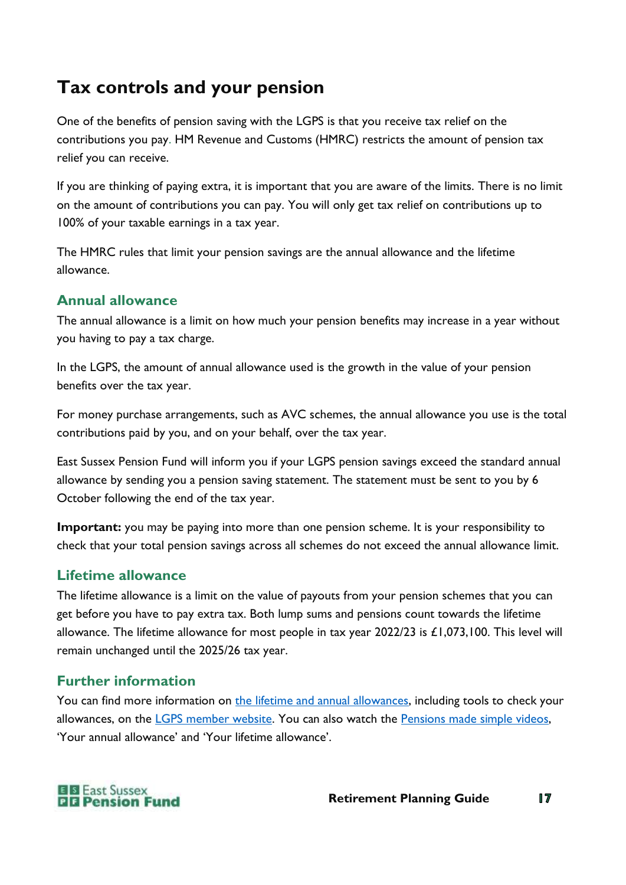# Tax controls and your pension

One of the benefits of pension saving with the LGPS is that you receive tax relief on the contributions you pay. HM Revenue and Customs (HMRC) restricts the amount of pension tax relief you can receive.

If you are thinking of paying extra, it is important that you are aware of the limits. There is no limit on the amount of contributions you can pay. You will only get tax relief on contributions up to 100% of your taxable earnings in a tax year.

The HMRC rules that limit your pension savings are the annual allowance and the lifetime allowance.

## Annual allowance

The annual allowance is a limit on how much your pension benefits may increase in a year without you having to pay a tax charge.

In the LGPS, the amount of annual allowance used is the growth in the value of your pension benefits over the tax year.

For money purchase arrangements, such as AVC schemes, the annual allowance you use is the total contributions paid by you, and on your behalf, over the tax year.

East Sussex Pension Fund will inform you if your LGPS pension savings exceed the standard annual allowance by sending you a pension saving statement. The statement must be sent to you by 6 October following the end of the tax year.

**Important:** you may be paying into more than one pension scheme. It is your responsibility to check that your total pension savings across all schemes do not exceed the annual allowance limit.

## Lifetime allowance

The lifetime allowance is a limit on the value of payouts from your pension schemes that you can get before you have to pay extra tax. Both lump sums and pensions count towards the lifetime allowance. The lifetime allowance for most people in tax year 2022/23 is £1,073,100. This level will remain unchanged until the 2025/26 tax year.

## Further information

You can find more information on the lifetime and annual allowances, including tools to check your allowances, on the LGPS member website. You can also watch the Pensions made simple videos, 'Your annual allowance' and 'Your lifetime allowance'.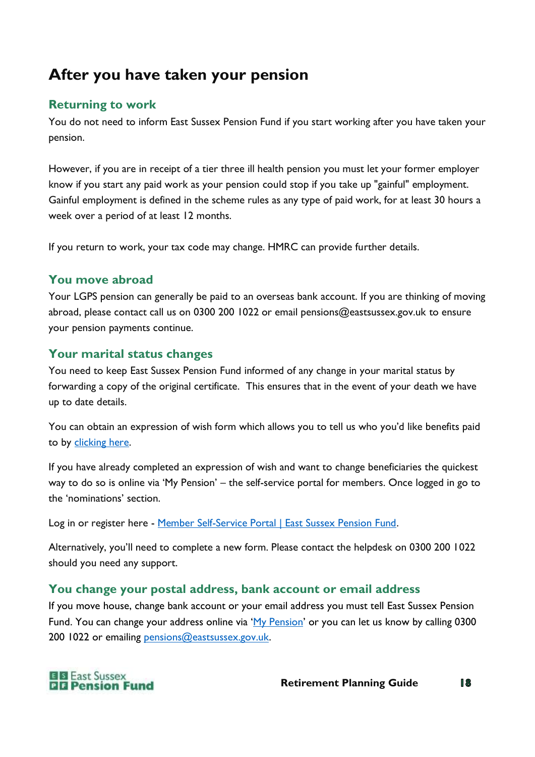# After you have taken your pension

## Returning to work

You do not need to inform East Sussex Pension Fund if you start working after you have taken your pension.

However, if you are in receipt of a tier three ill health pension you must let your former employer know if you start any paid work as your pension could stop if you take up "gainful" employment. Gainful employment is defined in the scheme rules as any type of paid work, for at least 30 hours a week over a period of at least 12 months.

If you return to work, your tax code may change. HMRC can provide further details.

## You move abroad

Your LGPS pension can generally be paid to an overseas bank account. If you are thinking of moving abroad, please contact call us on 0300 200 1022 or email pensions@eastsussex.gov.uk to ensure your pension payments continue.

## Your marital status changes

You need to keep East Sussex Pension Fund informed of any change in your marital status by forwarding a copy of the original certificate. This ensures that in the event of your death we have up to date details.

You can obtain an expression of wish form which allows you to tell us who you'd like benefits paid to by clicking here.

If you have already completed an expression of wish and want to change beneficiaries the quickest way to do so is online via 'My Pension' – the self-service portal for members. Once logged in go to the 'nominations' section.

Log in or register here - Member Self-Service Portal | East Sussex Pension Fund.

Alternatively, you'll need to complete a new form. Please contact the helpdesk on 0300 200 1022 should you need any support.

## You change your postal address, bank account or email address

If you move house, change bank account or your email address you must tell East Sussex Pension Fund. You can change your address online via 'My Pension' or you can let us know by calling 0300 200 1022 or emailing pensions@eastsussex.gov.uk.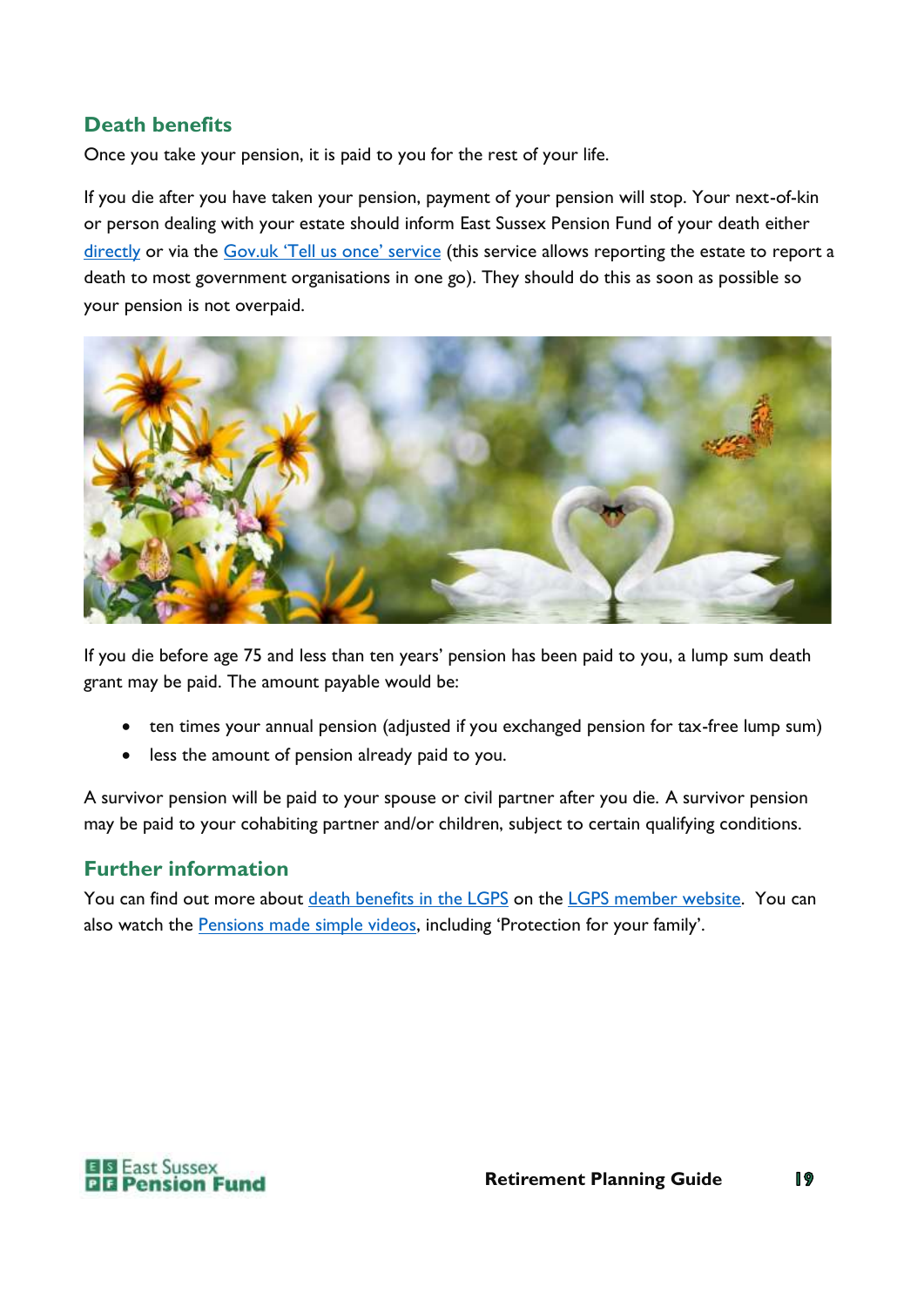## Death benefits

Once you take your pension, it is paid to you for the rest of your life.

If you die after you have taken your pension, payment of your pension will stop. Your next-of-kin or person dealing with your estate should inform East Sussex Pension Fund of your death either directly or via the Gov.uk 'Tell us once' service (this service allows reporting the estate to report a death to most government organisations in one go). They should do this as soon as possible so your pension is not overpaid.

If you die before age 75 and less than ten years' pension has been paid to you, a lump sum death grant may be paid. The amount payable would be:

- ten times your annual pension (adjusted if you exchanged pension for tax-free lump sum)
- less the amount of pension already paid to you.

A survivor pension will be paid to your spouse or civil partner after you die. A survivor pension may be paid to your cohabiting partner and/or children, subject to certain qualifying conditions.

## Further information

You can find out more about death benefits in the LGPS on the LGPS member website. You can also watch the Pensions made simple videos, including 'Protection for your family'.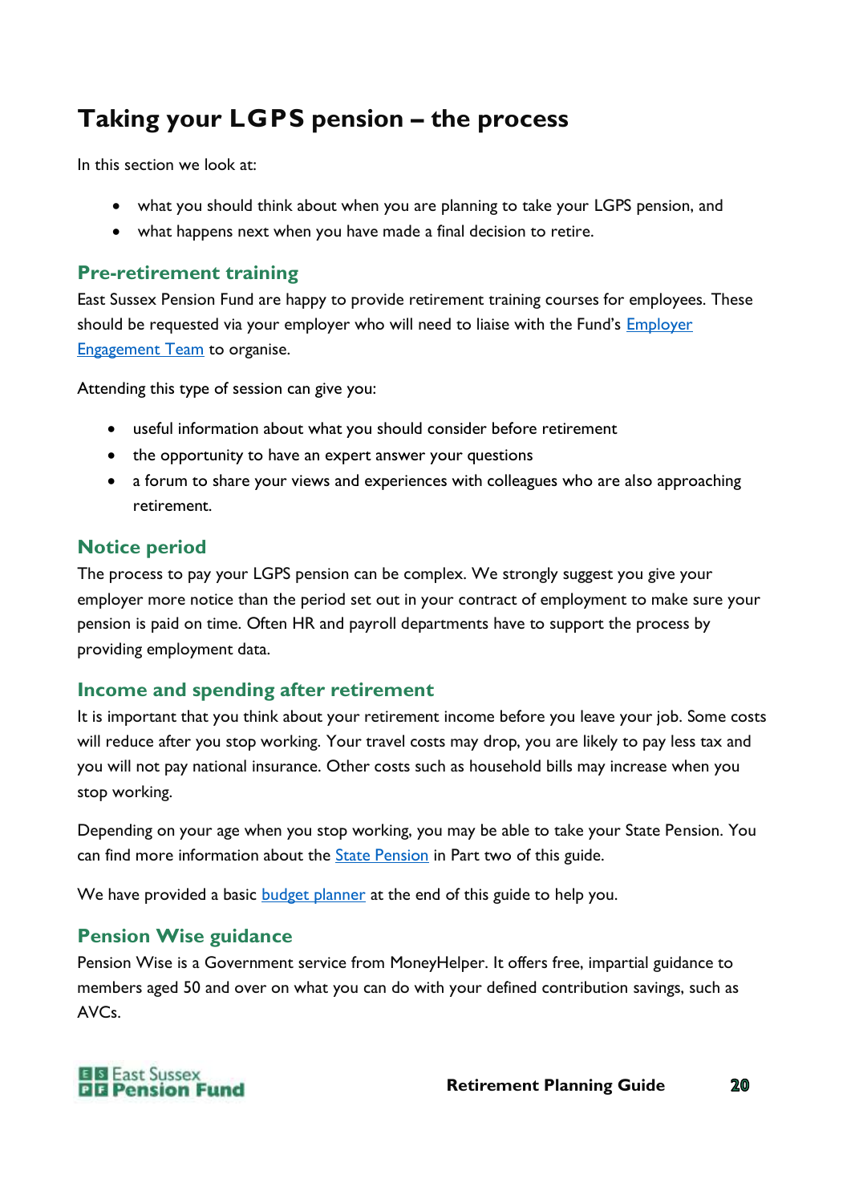# Taking your LGPS pension – the process

In this section we look at:

- what you should think about when you are planning to take your LGPS pension, and
- what happens next when you have made a final decision to retire.

## Pre-retirement training

East Sussex Pension Fund are happy to provide retirement training courses for employees. These should be requested via your employer who will need to liaise with the Fund's Employer Engagement Team to organise.

Attending this type of session can give you:

- useful information about what you should consider before retirement
- the opportunity to have an expert answer your questions
- a forum to share your views and experiences with colleagues who are also approaching retirement.

## Notice period

The process to pay your LGPS pension can be complex. We strongly suggest you give your employer more notice than the period set out in your contract of employment to make sure your pension is paid on time. Often HR and payroll departments have to support the process by providing employment data.

## Income and spending after retirement

It is important that you think about your retirement income before you leave your job. Some costs will reduce after you stop working. Your travel costs may drop, you are likely to pay less tax and you will not pay national insurance. Other costs such as household bills may increase when you stop working.

Depending on your age when you stop working, you may be able to take your State Pension. You can find more information about the State Pension in Part two of this guide.

We have provided a basic budget planner at the end of this guide to help you.

## Pension Wise guidance

Pension Wise is a Government service from MoneyHelper. It offers free, impartial guidance to members aged 50 and over on what you can do with your defined contribution savings, such as AVCs.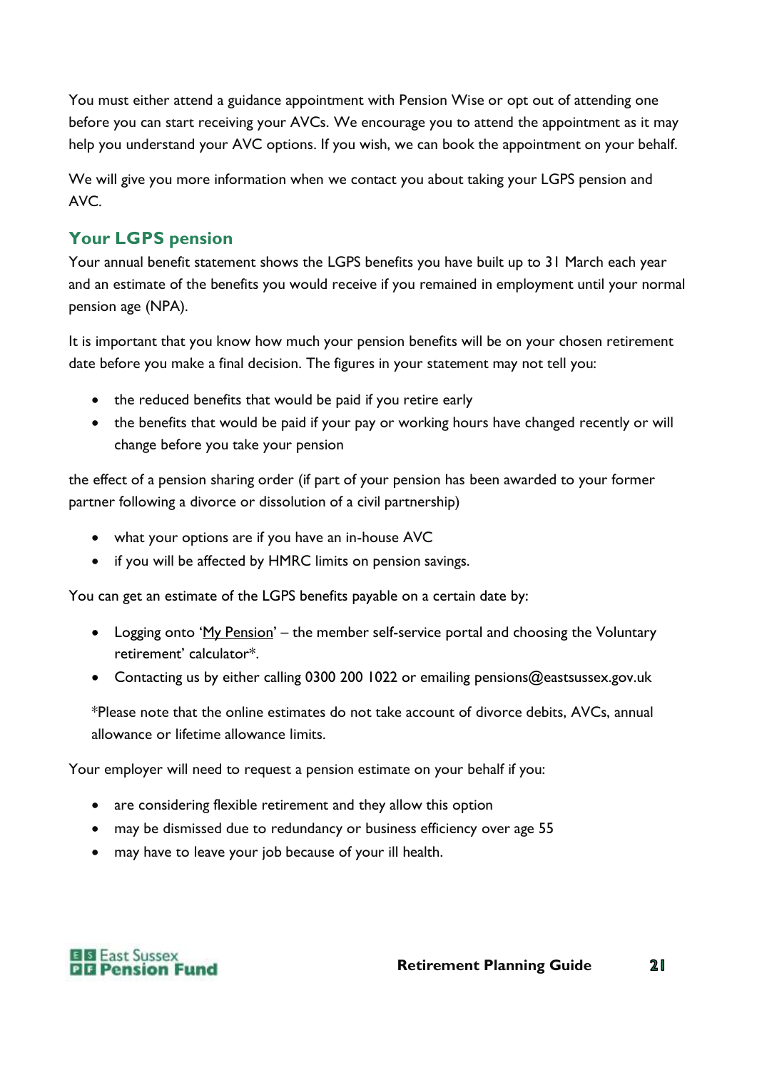You must either attend a guidance appointment with Pension Wise or opt out of attending one before you can start receiving your AVCs. We encourage you to attend the appointment as it may help you understand your AVC options. If you wish, we can book the appointment on your behalf.

We will give you more information when we contact you about taking your LGPS pension and AVC.

## Your LGPS pension

Your annual benefit statement shows the LGPS benefits you have built up to 31 March each year and an estimate of the benefits you would receive if you remained in employment until your normal pension age (NPA).

It is important that you know how much your pension benefits will be on your chosen retirement date before you make a final decision. The figures in your statement may not tell you:

- the reduced benefits that would be paid if you retire early
- the benefits that would be paid if your pay or working hours have changed recently or will change before you take your pension

the effect of a pension sharing order (if part of your pension has been awarded to your former partner following a divorce or dissolution of a civil partnership)

- what your options are if you have an in-house AVC
- if you will be affected by HMRC limits on pension savings.

You can get an estimate of the LGPS benefits payable on a certain date by:

- Logging onto 'My Pension' – the member self-service portal and choosing the Voluntary retirement' calculator*.
- Contacting us by either calling 0300 200 1022 or emailing pensions@eastsussex.gov.uk

*Please note that the online estimates do not take account of divorce debits, AVCs, annual allowance or lifetime allowance limits.

Your employer will need to request a pension estimate on your behalf if you:

- are considering flexible retirement and they allow this option
- may be dismissed due to redundancy or business efficiency over age 55
- may have to leave your job because of your ill health.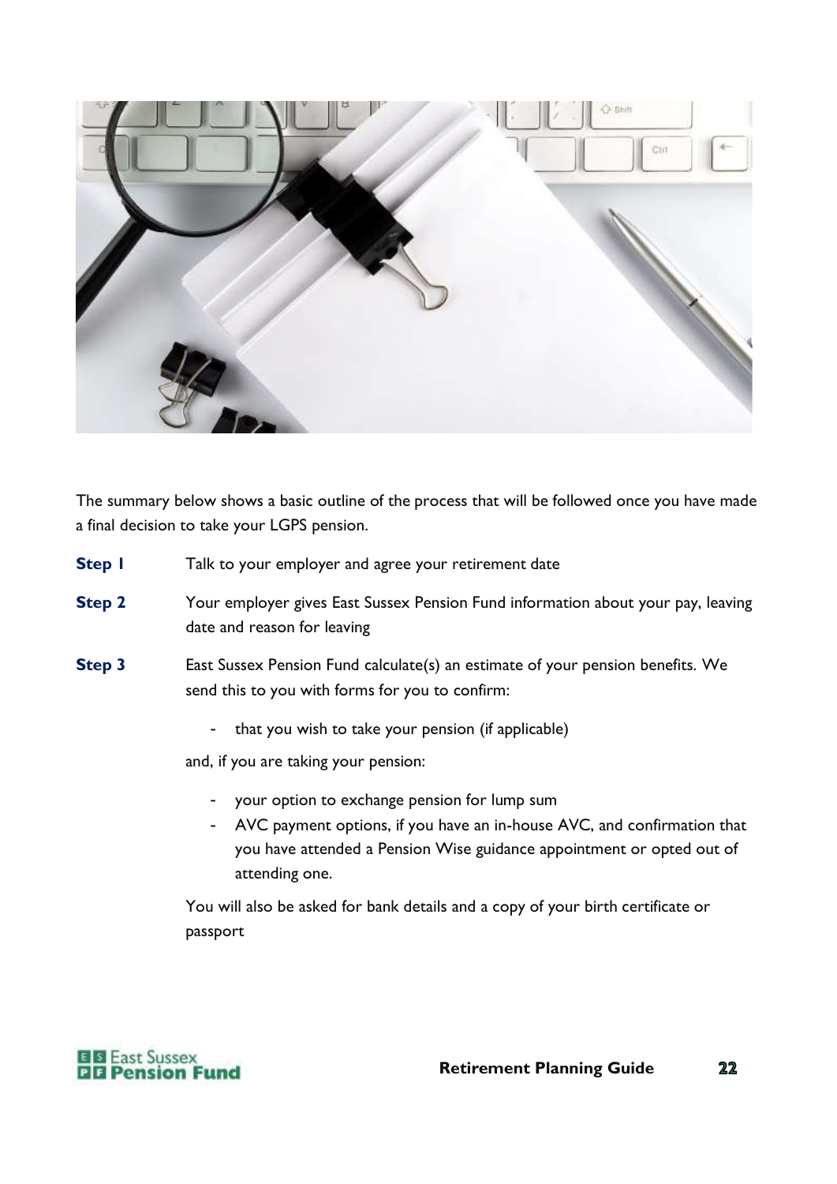The summary below shows a basic outline of the process that will be followed once you have made a final decision to take your LGPS pension.

**Step 1** Talk to your employer and agree your retirement date

**Step 2** Your employer gives East Sussex Pension Fund information about your pay, leaving date and reason for leaving

**Step 3** East Sussex Pension Fund calculate(s) an estimate of your pension benefits. We send this to you with forms for you to confirm:

- that you wish to take your pension (if applicable)

and, if you are taking your pension:

- your option to exchange pension for lump sum
- AVC payment options, if you have an in-house AVC, and confirmation that you have attended a Pension Wise guidance appointment or opted out of attending one.

You will also be asked for bank details and a copy of your birth certificate or passport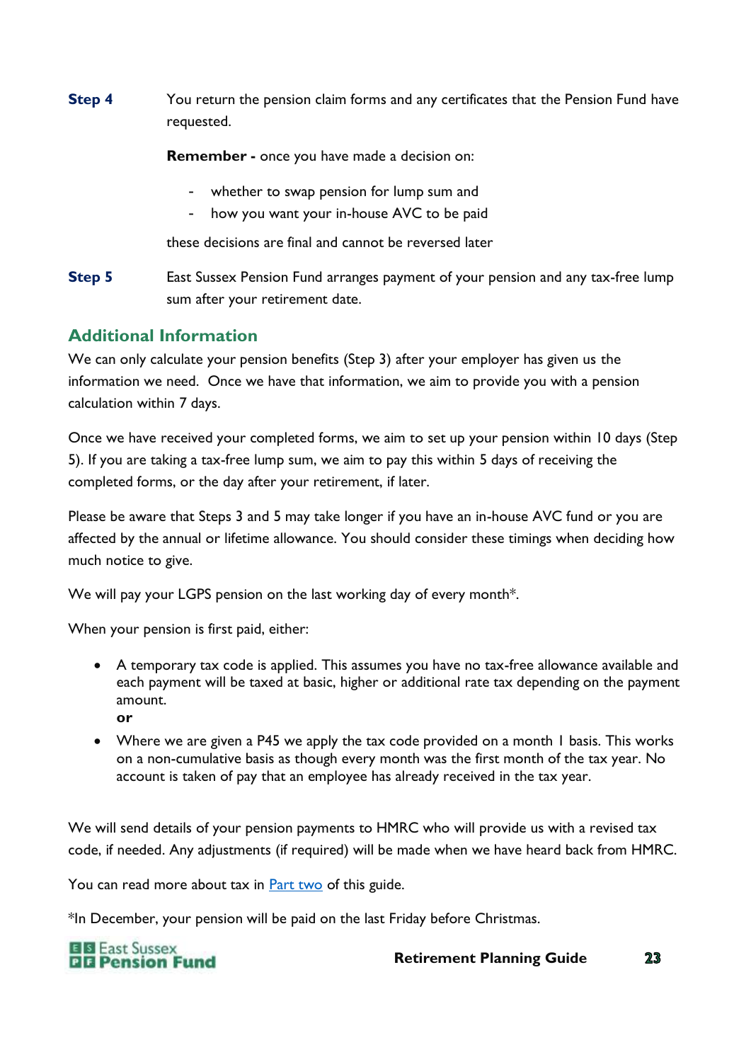**Step 4** You return the pension claim forms and any certificates that the Pension Fund have requested.

**Remember -** once you have made a decision on:

- whether to swap pension for lump sum and
- how you want your in-house AVC to be paid

these decisions are final and cannot be reversed later

**Step 5** East Sussex Pension Fund arranges payment of your pension and any tax-free lump sum after your retirement date.

## Additional Information

We can only calculate your pension benefits (Step 3) after your employer has given us the information we need. Once we have that information, we aim to provide you with a pension calculation within 7 days.

Once we have received your completed forms, we aim to set up your pension within 10 days (Step 5). If you are taking a tax-free lump sum, we aim to pay this within 5 days of receiving the completed forms, or the day after your retirement, if later.

Please be aware that Steps 3 and 5 may take longer if you have an in-house AVC fund or you are affected by the annual or lifetime allowance. You should consider these timings when deciding how much notice to give.

We will pay your LGPS pension on the last working day of every month*.

When your pension is first paid, either:

- A temporary tax code is applied. This assumes you have no tax-free allowance available and each payment will be taxed at basic, higher or additional rate tax depending on the payment amount.
  **or**
- Where we are given a P45 we apply the tax code provided on a month 1 basis. This works on a non-cumulative basis as though every month was the first month of the tax year. No account is taken of pay that an employee has already received in the tax year.

We will send details of your pension payments to HMRC who will provide us with a revised tax code, if needed. Any adjustments (if required) will be made when we have heard back from HMRC.

You can read more about tax in Part two of this guide.

*In December, your pension will be paid on the last Friday before Christmas.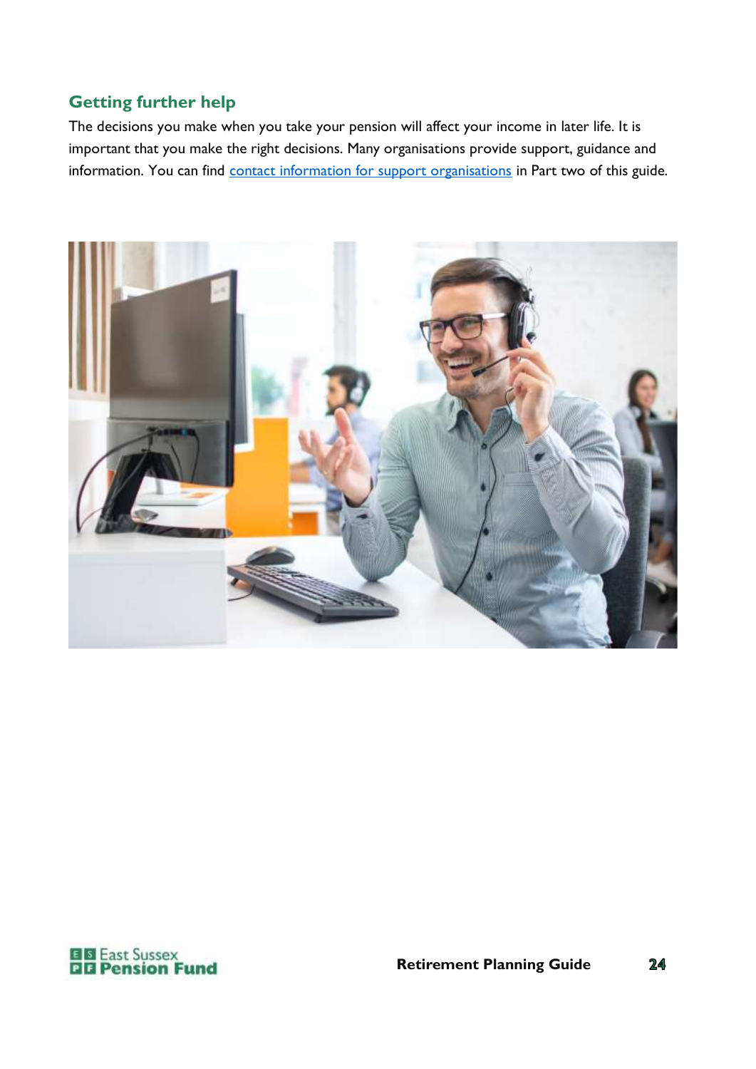## Getting further help

The decisions you make when you take your pension will affect your income in later life. It is important that you make the right decisions. Many organisations provide support, guidance and information. You can find contact information for support organisations in Part two of this guide.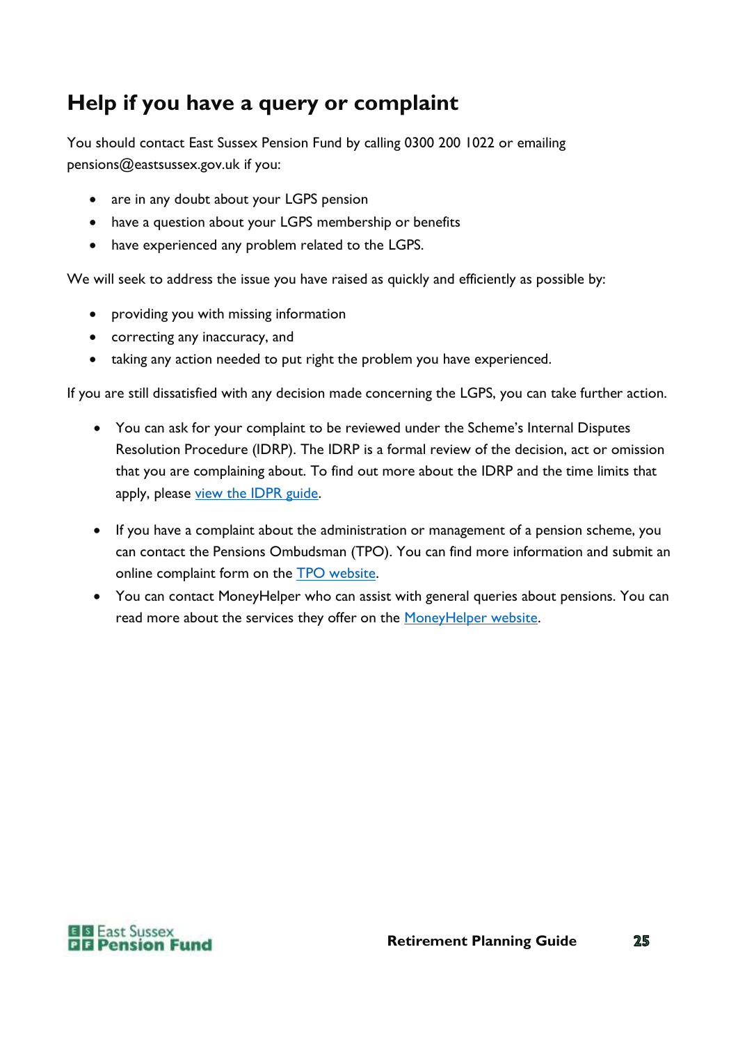## Help if you have a query or complaint

You should contact East Sussex Pension Fund by calling 0300 200 1022 or emailing pensions@eastsussex.gov.uk if you:

- are in any doubt about your LGPS pension
- have a question about your LGPS membership or benefits
- have experienced any problem related to the LGPS.

We will seek to address the issue you have raised as quickly and efficiently as possible by:

- providing you with missing information
- correcting any inaccuracy, and
- taking any action needed to put right the problem you have experienced.

If you are still dissatisfied with any decision made concerning the LGPS, you can take further action.

- You can ask for your complaint to be reviewed under the Scheme's Internal Disputes Resolution Procedure (IDRP). The IDRP is a formal review of the decision, act or omission that you are complaining about. To find out more about the IDRP and the time limits that apply, please view the IDPR guide.

- If you have a complaint about the administration or management of a pension scheme, you can contact the Pensions Ombudsman (TPO). You can find more information and submit an online complaint form on the TPO website.
- You can contact MoneyHelper who can assist with general queries about pensions. You can read more about the services they offer on the MoneyHelper website.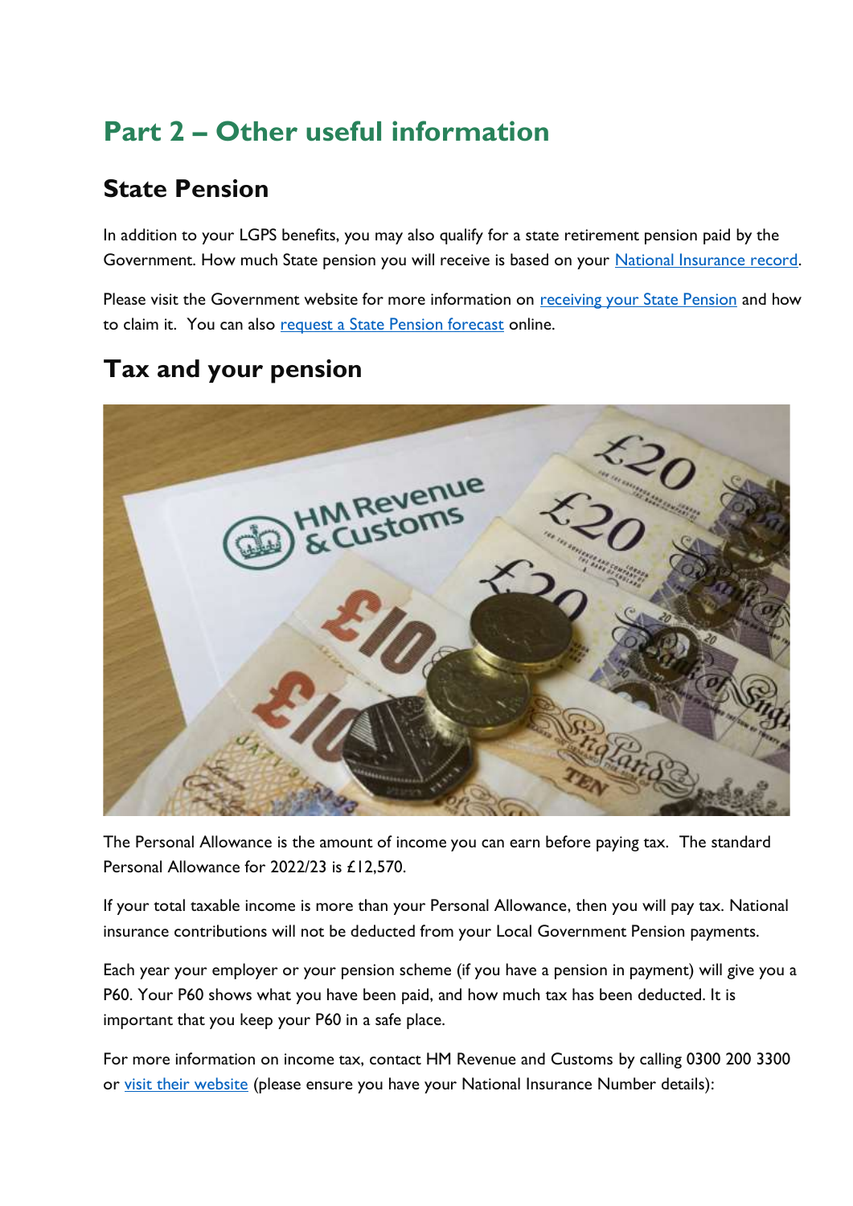# Part 2 – Other useful information

## State Pension

In addition to your LGPS benefits, you may also qualify for a state retirement pension paid by the Government. How much State pension you will receive is based on your National Insurance record.

Please visit the Government website for more information on receiving your State Pension and how to claim it. You can also request a State Pension forecast online.

## Tax and your pension

The Personal Allowance is the amount of income you can earn before paying tax. The standard Personal Allowance for 2022/23 is £12,570.

If your total taxable income is more than your Personal Allowance, then you will pay tax. National insurance contributions will not be deducted from your Local Government Pension payments.

Each year your employer or your pension scheme (if you have a pension in payment) will give you a P60. Your P60 shows what you have been paid, and how much tax has been deducted. It is important that you keep your P60 in a safe place.

For more information on income tax, contact HM Revenue and Customs by calling 0300 200 3300 or visit their website (please ensure you have your National Insurance Number details):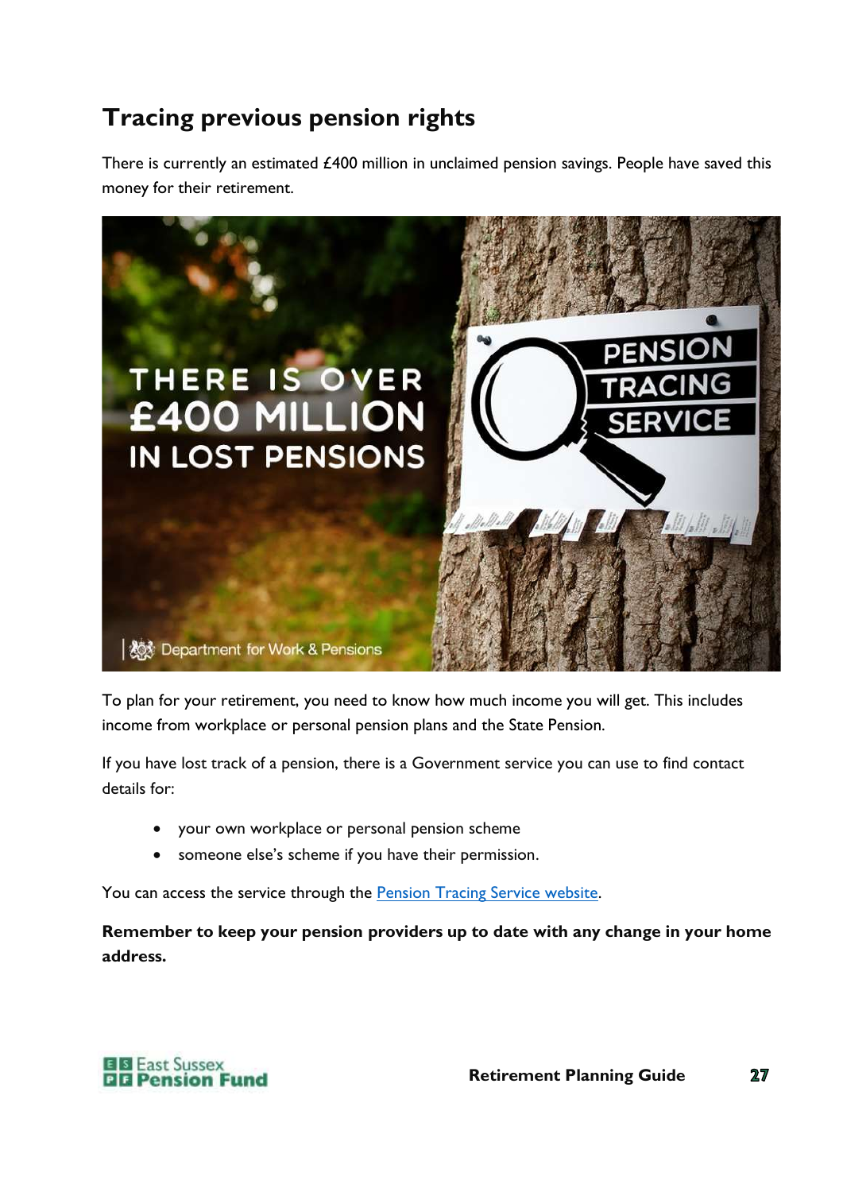## Tracing previous pension rights

There is currently an estimated £400 million in unclaimed pension savings. People have saved this money for their retirement.

To plan for your retirement, you need to know how much income you will get. This includes income from workplace or personal pension plans and the State Pension.

If you have lost track of a pension, there is a Government service you can use to find contact details for:

- your own workplace or personal pension scheme
- someone else's scheme if you have their permission.

You can access the service through the Pension Tracing Service website.

**Remember to keep your pension providers up to date with any change in your home address.**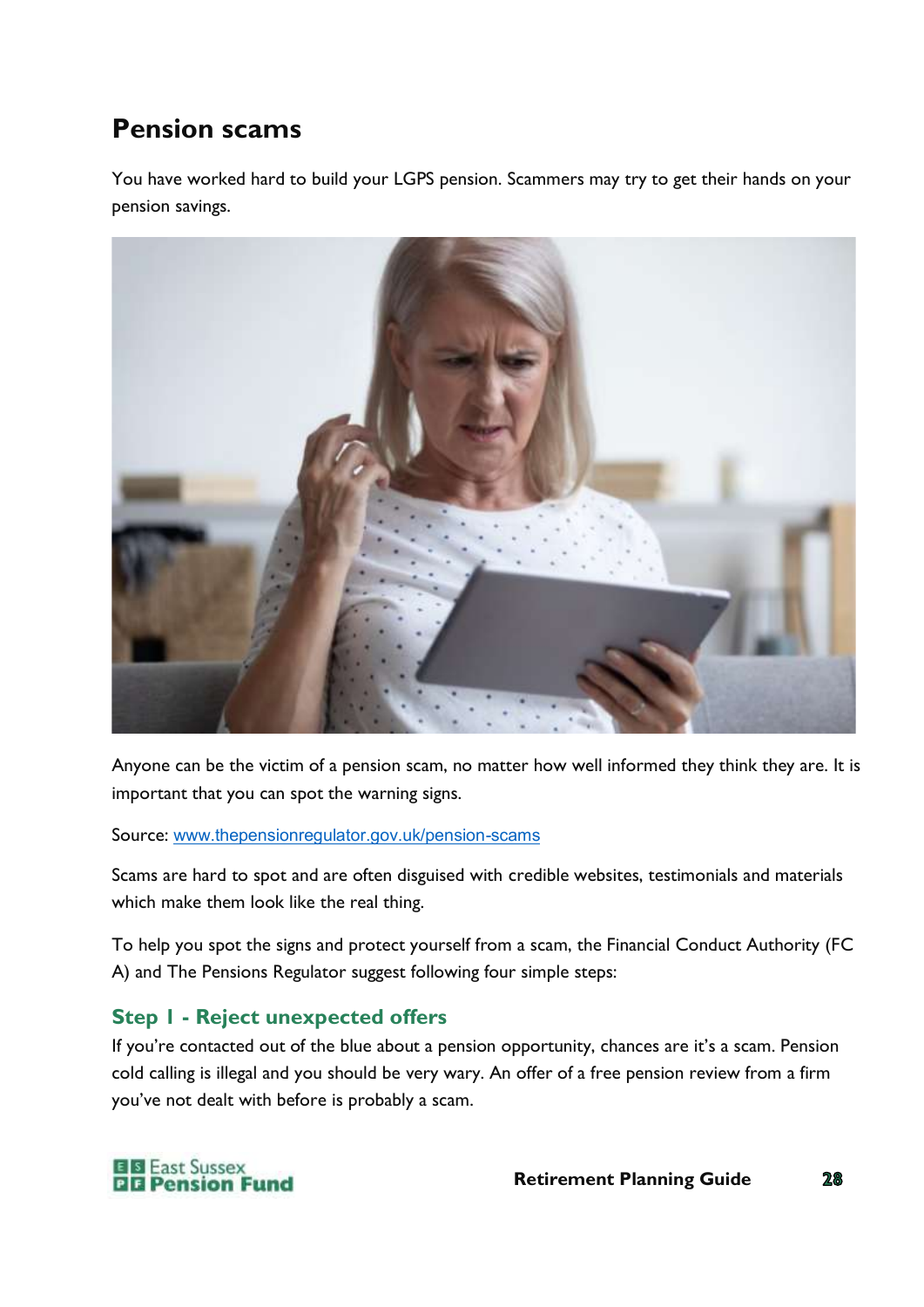## Pension scams

You have worked hard to build your LGPS pension. Scammers may try to get their hands on your pension savings.

Anyone can be the victim of a pension scam, no matter how well informed they think they are. It is important that you can spot the warning signs.

Source: [www.thepensionregulator.gov.uk/pension-scams](http://www.thepensionregulator.gov.uk/pension-scams)

Scams are hard to spot and are often disguised with credible websites, testimonials and materials which make them look like the real thing.

To help you spot the signs and protect yourself from a scam, the Financial Conduct Authority (FCA) and The Pensions Regulator suggest following four simple steps:

### Step 1 - Reject unexpected offers

If you're contacted out of the blue about a pension opportunity, chances are it's a scam. Pension cold calling is illegal and you should be very wary. An offer of a free pension review from a firm you've not dealt with before is probably a scam.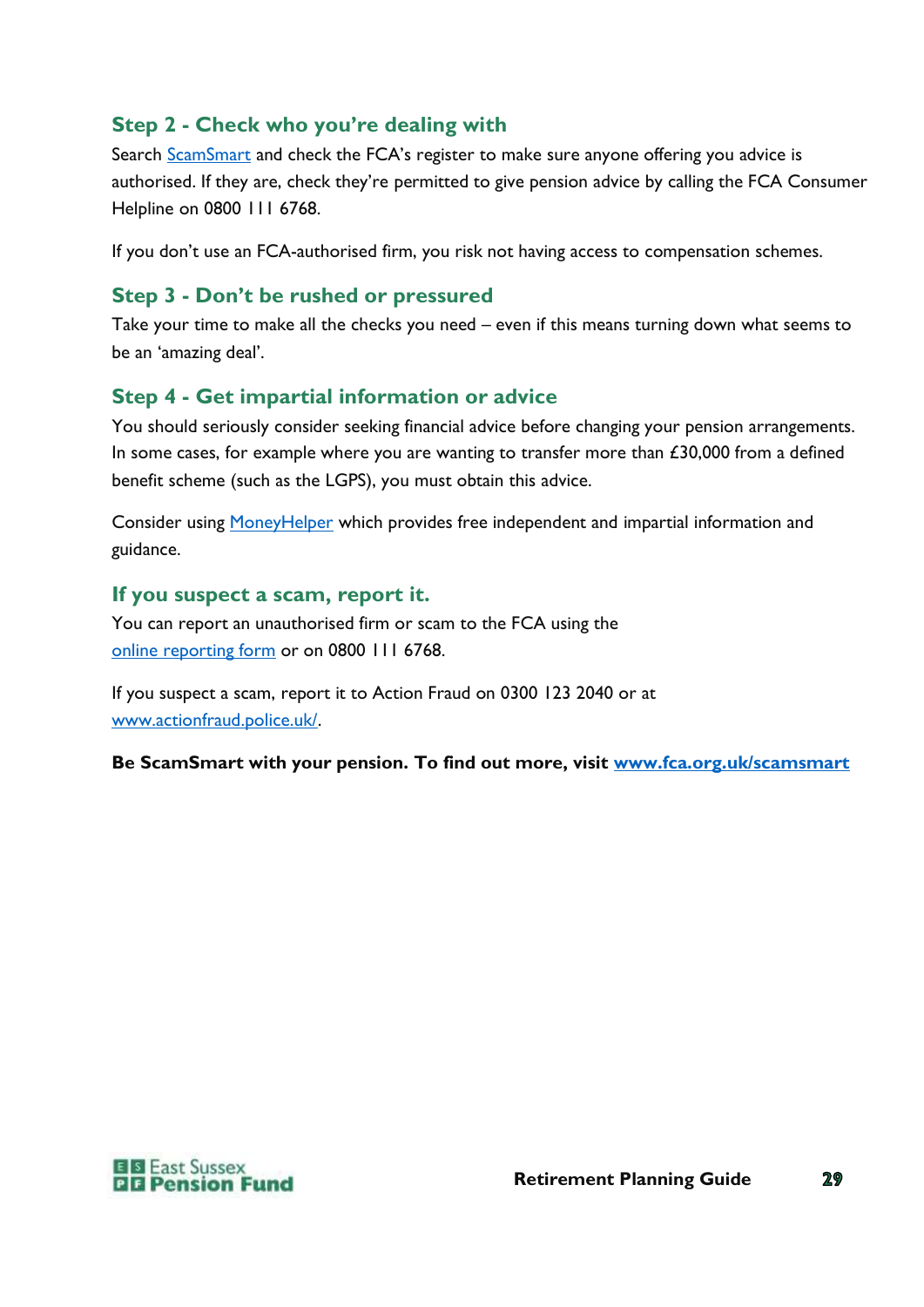## Step 2 - Check who you're dealing with

Search ScamSmart and check the FCA's register to make sure anyone offering you advice is authorised. If they are, check they're permitted to give pension advice by calling the FCA Consumer Helpline on 0800 111 6768.

If you don't use an FCA-authorised firm, you risk not having access to compensation schemes.

## Step 3 - Don't be rushed or pressured

Take your time to make all the checks you need – even if this means turning down what seems to be an 'amazing deal'.

## Step 4 - Get impartial information or advice

You should seriously consider seeking financial advice before changing your pension arrangements. In some cases, for example where you are wanting to transfer more than £30,000 from a defined benefit scheme (such as the LGPS), you must obtain this advice.

Consider using MoneyHelper which provides free independent and impartial information and guidance.

## If you suspect a scam, report it.

You can report an unauthorised firm or scam to the FCA using the online reporting form or on 0800 111 6768.

If you suspect a scam, report it to Action Fraud on 0300 123 2040 or at www.actionfraud.police.uk/.

**Be ScamSmart with your pension. To find out more, visit www.fca.org.uk/scamsmart**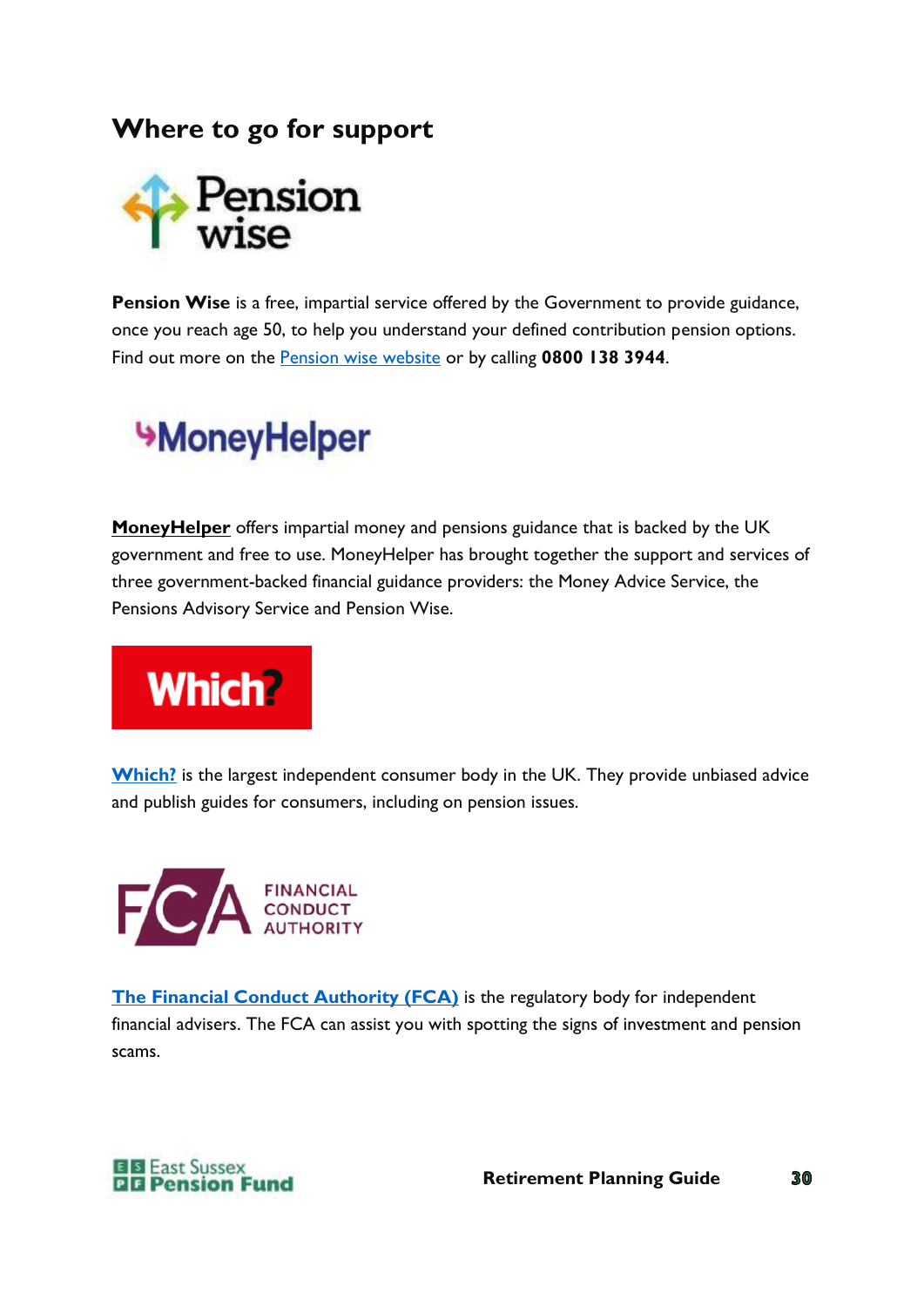## Where to go for support

**Pension Wise** is a free, impartial service offered by the Government to provide guidance, once you reach age 50, to help you understand your defined contribution pension options. Find out more on the Pension wise website or by calling **0800 138 3944**.

**MoneyHelper** offers impartial money and pensions guidance that is backed by the UK government and free to use. MoneyHelper has brought together the support and services of three government-backed financial guidance providers: the Money Advice Service, the Pensions Advisory Service and Pension Wise.

**Which?** is the largest independent consumer body in the UK. They provide unbiased advice and publish guides for consumers, including on pension issues.

**The Financial Conduct Authority (FCA)** is the regulatory body for independent financial advisers. The FCA can assist you with spotting the signs of investment and pension scams.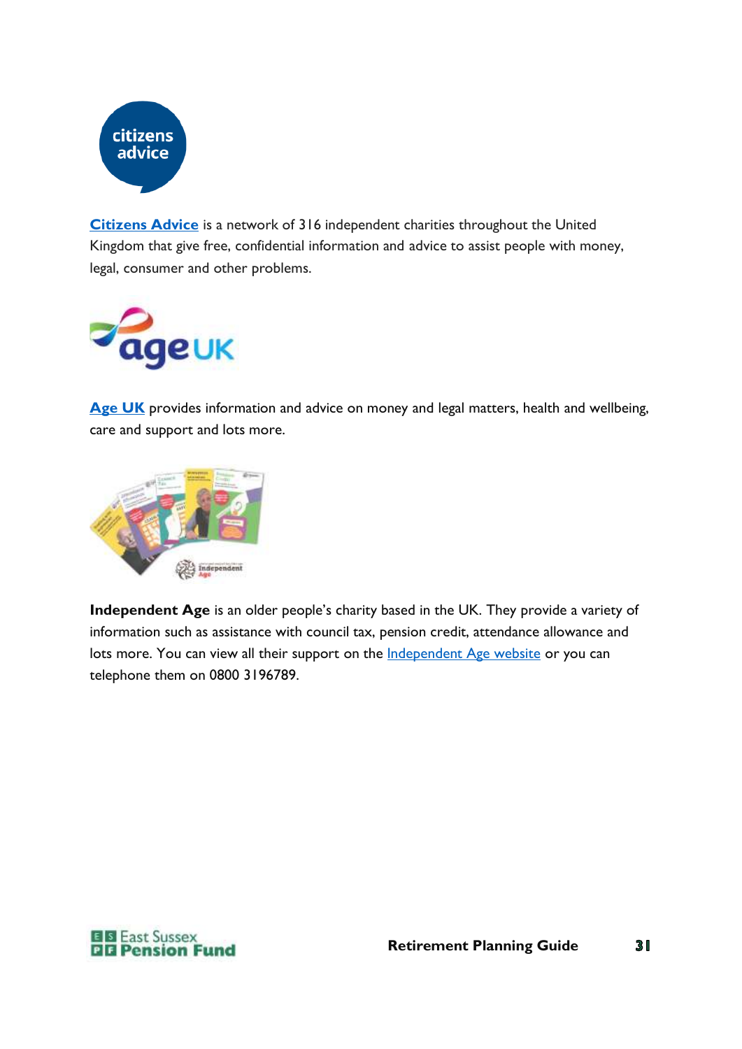**Citizens Advice** is a network of 316 independent charities throughout the United Kingdom that give free, confidential information and advice to assist people with money, legal, consumer and other problems.

**Age UK** provides information and advice on money and legal matters, health and wellbeing, care and support and lots more.

**Independent Age** is an older people's charity based in the UK. They provide a variety of information such as assistance with council tax, pension credit, attendance allowance and lots more. You can view all their support on the Independent Age website or you can telephone them on 0800 3196789.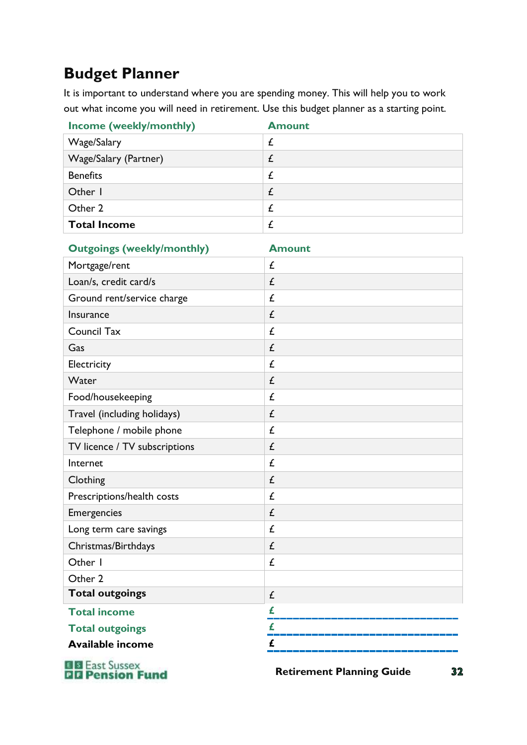# Budget Planner

It is important to understand where you are spending money. This will help you to work out what income you will need in retirement. Use this budget planner as a starting point.

| Income (weekly/monthly) | Amount |
|---|---|
| Wage/Salary | £ |
| Wage/Salary (Partner) | £ |
| Benefits | £ |
| Other 1 | £ |
| Other 2 | £ |
| **Total Income** | £ |

| Outgoings (weekly/monthly) | Amount |
|---|---|
| Mortgage/rent | £ |
| Loan/s, credit card/s | £ |
| Ground rent/service charge | £ |
| Insurance | £ |
| Council Tax | £ |
| Gas | £ |
| Electricity | £ |
| Water | £ |
| Food/housekeeping | £ |
| Travel (including holidays) | £ |
| Telephone / mobile phone | £ |
| TV licence / TV subscriptions | £ |
| Internet | £ |
| Clothing | £ |
| Prescriptions/health costs | £ |
| Emergencies | £ |
| Long term care savings | £ |
| Christmas/Birthdays | £ |
| Other 1 | £ |
| Other 2 | |
| **Total outgoings** | £ |

**Total income** £ ________________________________

**Total outgoings** £ ________________________________

**Available income** £ ________________________________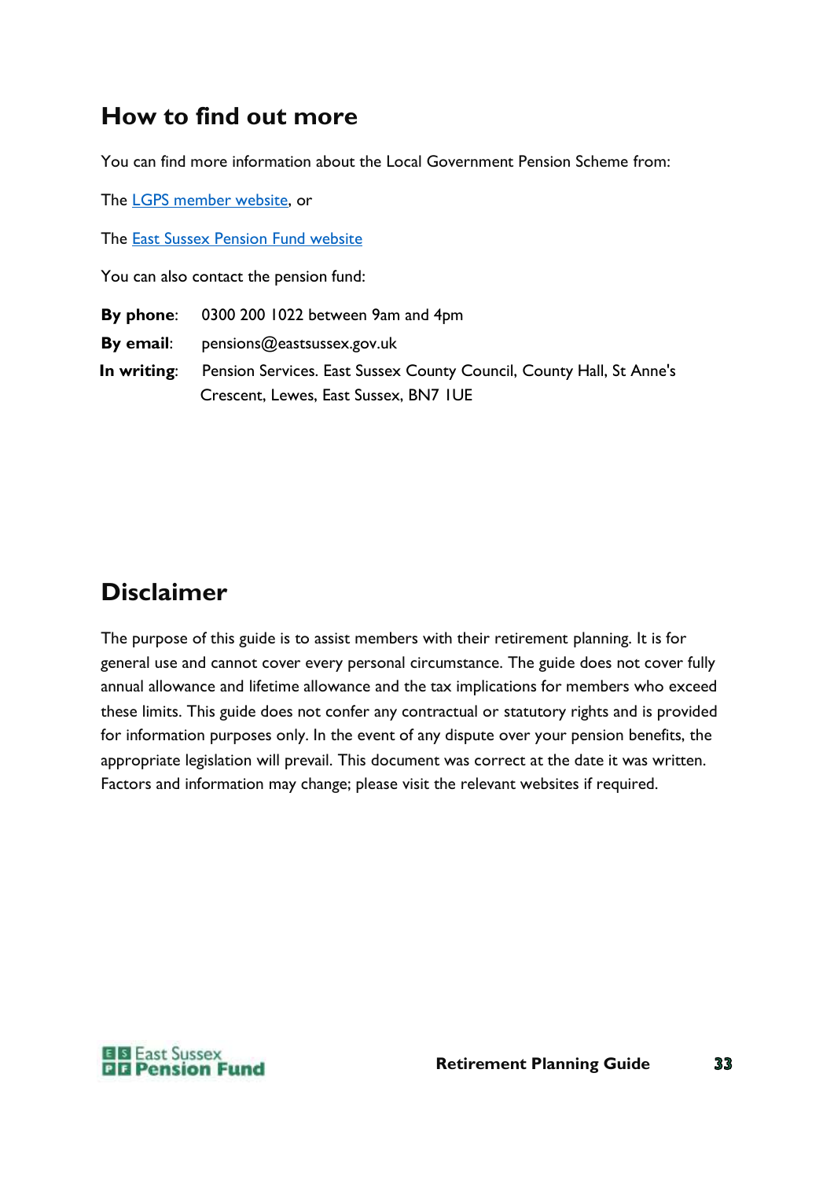## How to find out more

You can find more information about the Local Government Pension Scheme from:

The LGPS member website, or

The East Sussex Pension Fund website

You can also contact the pension fund:

**By phone**: 0300 200 1022 between 9am and 4pm

**By email**: pensions@eastsussex.gov.uk

**In writing**: Pension Services. East Sussex County Council, County Hall, St Anne's Crescent, Lewes, East Sussex, BN7 1UE

## Disclaimer

The purpose of this guide is to assist members with their retirement planning. It is for general use and cannot cover every personal circumstance. The guide does not cover fully annual allowance and lifetime allowance and the tax implications for members who exceed these limits. This guide does not confer any contractual or statutory rights and is provided for information purposes only. In the event of any dispute over your pension benefits, the appropriate legislation will prevail. This document was correct at the date it was written. Factors and information may change; please visit the relevant websites if required.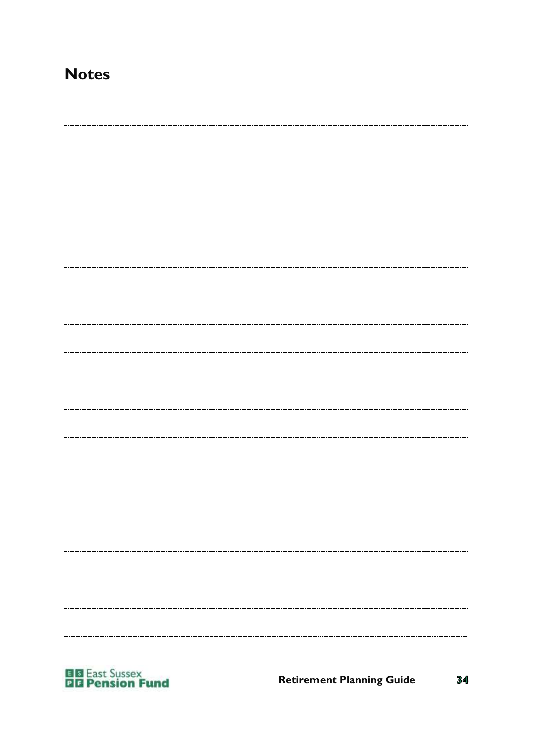## Notes